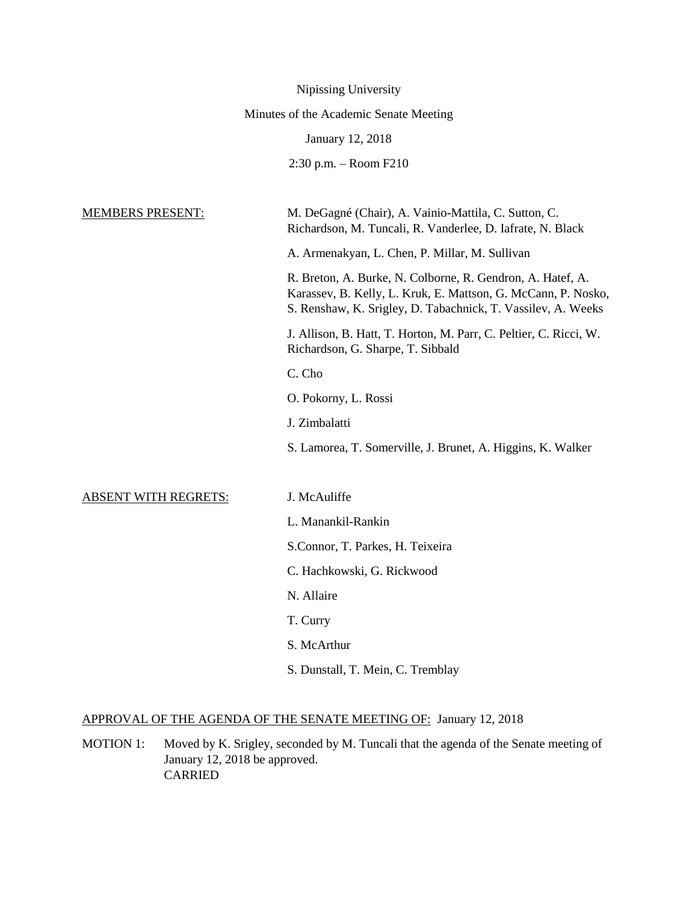Nipissing University

Minutes of the Academic Senate Meeting

January 12, 2018

2:30 p.m. – Room F210

MEMBERS PRESENT:

M. DeGagné (Chair), A. Vainio-Mattila, C. Sutton, C. Richardson, M. Tuncali, R. Vanderlee, D. Iafrate, N. Black

A. Armenakyan, L. Chen, P. Millar, M. Sullivan

R. Breton, A. Burke, N. Colborne, R. Gendron, A. Hatef, A. Karassev, B. Kelly, L. Kruk, E. Mattson, G. McCann, P. Nosko, S. Renshaw, K. Srigley, D. Tabachnick, T. Vassilev, A. Weeks

J. Allison, B. Hatt, T. Horton, M. Parr, C. Peltier, C. Ricci, W. Richardson, G. Sharpe, T. Sibbald

C. Cho

O. Pokorny, L. Rossi

J. Zimbalatti

S. Lamorea, T. Somerville, J. Brunet, A. Higgins, K. Walker

ABSENT WITH REGRETS:

J. McAuliffe

L. Manankil-Rankin

S.Connor, T. Parkes, H. Teixeira

C. Hachkowski, G. Rickwood

N. Allaire

T. Curry

S. McArthur

S. Dunstall, T. Mein, C. Tremblay

APPROVAL OF THE AGENDA OF THE SENATE MEETING OF: January 12, 2018

MOTION 1: Moved by K. Srigley, seconded by M. Tuncali that the agenda of the Senate meeting of January 12, 2018 be approved.
CARRIED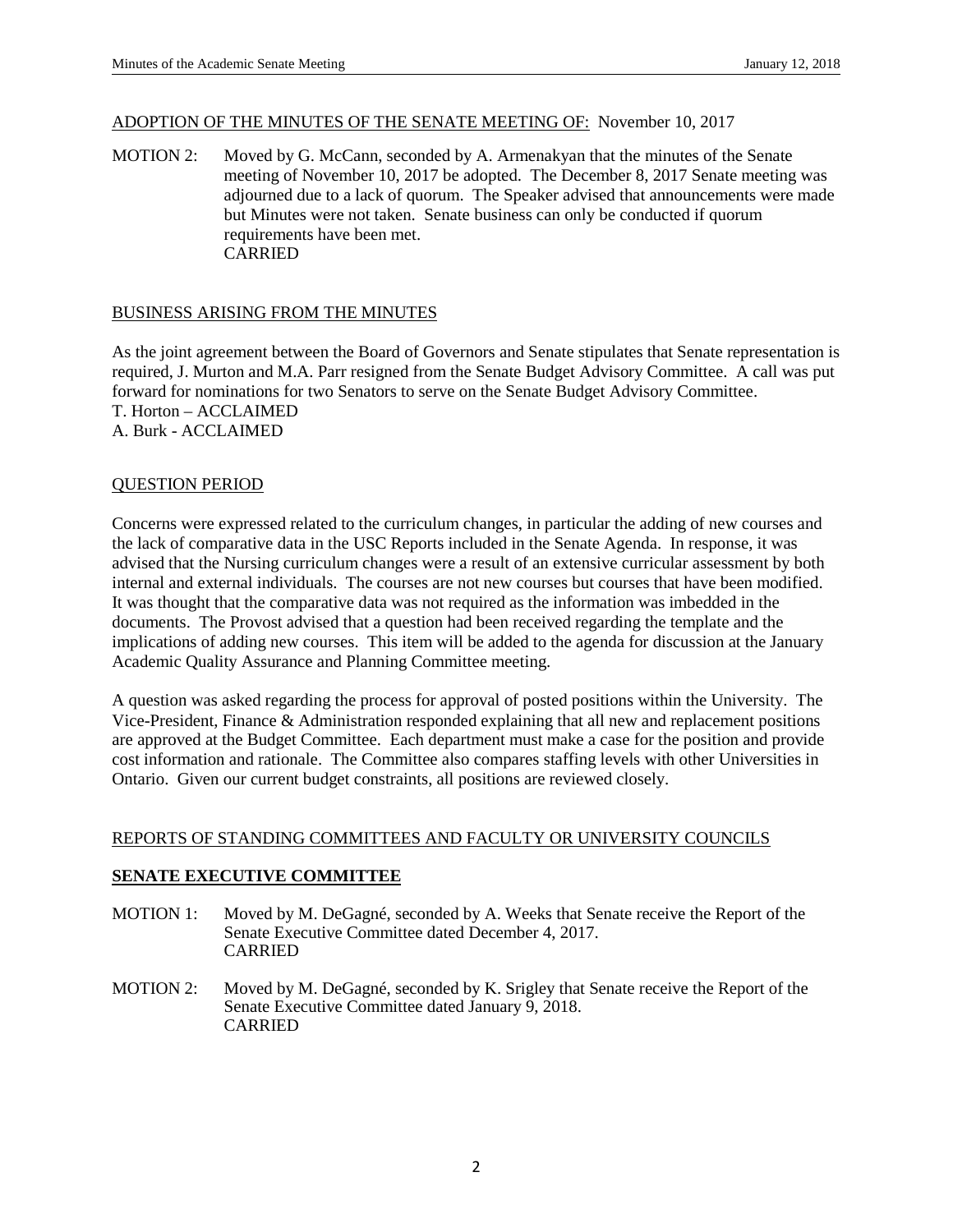ADOPTION OF THE MINUTES OF THE SENATE MEETING OF: November 10, 2017

MOTION 2: Moved by G. McCann, seconded by A. Armenakyan that the minutes of the Senate meeting of November 10, 2017 be adopted. The December 8, 2017 Senate meeting was adjourned due to a lack of quorum. The Speaker advised that announcements were made but Minutes were not taken. Senate business can only be conducted if quorum requirements have been met.
CARRIED

BUSINESS ARISING FROM THE MINUTES

As the joint agreement between the Board of Governors and Senate stipulates that Senate representation is required, J. Murton and M.A. Parr resigned from the Senate Budget Advisory Committee. A call was put forward for nominations for two Senators to serve on the Senate Budget Advisory Committee.
T. Horton – ACCLAIMED
A. Burk - ACCLAIMED

QUESTION PERIOD

Concerns were expressed related to the curriculum changes, in particular the adding of new courses and the lack of comparative data in the USC Reports included in the Senate Agenda. In response, it was advised that the Nursing curriculum changes were a result of an extensive curricular assessment by both internal and external individuals. The courses are not new courses but courses that have been modified. It was thought that the comparative data was not required as the information was imbedded in the documents. The Provost advised that a question had been received regarding the template and the implications of adding new courses. This item will be added to the agenda for discussion at the January Academic Quality Assurance and Planning Committee meeting.

A question was asked regarding the process for approval of posted positions within the University. The Vice-President, Finance & Administration responded explaining that all new and replacement positions are approved at the Budget Committee. Each department must make a case for the position and provide cost information and rationale. The Committee also compares staffing levels with other Universities in Ontario. Given our current budget constraints, all positions are reviewed closely.

REPORTS OF STANDING COMMITTEES AND FACULTY OR UNIVERSITY COUNCILS

**SENATE EXECUTIVE COMMITTEE**

MOTION 1: Moved by M. DeGagné, seconded by A. Weeks that Senate receive the Report of the Senate Executive Committee dated December 4, 2017.
CARRIED

MOTION 2: Moved by M. DeGagné, seconded by K. Srigley that Senate receive the Report of the Senate Executive Committee dated January 9, 2018.
CARRIED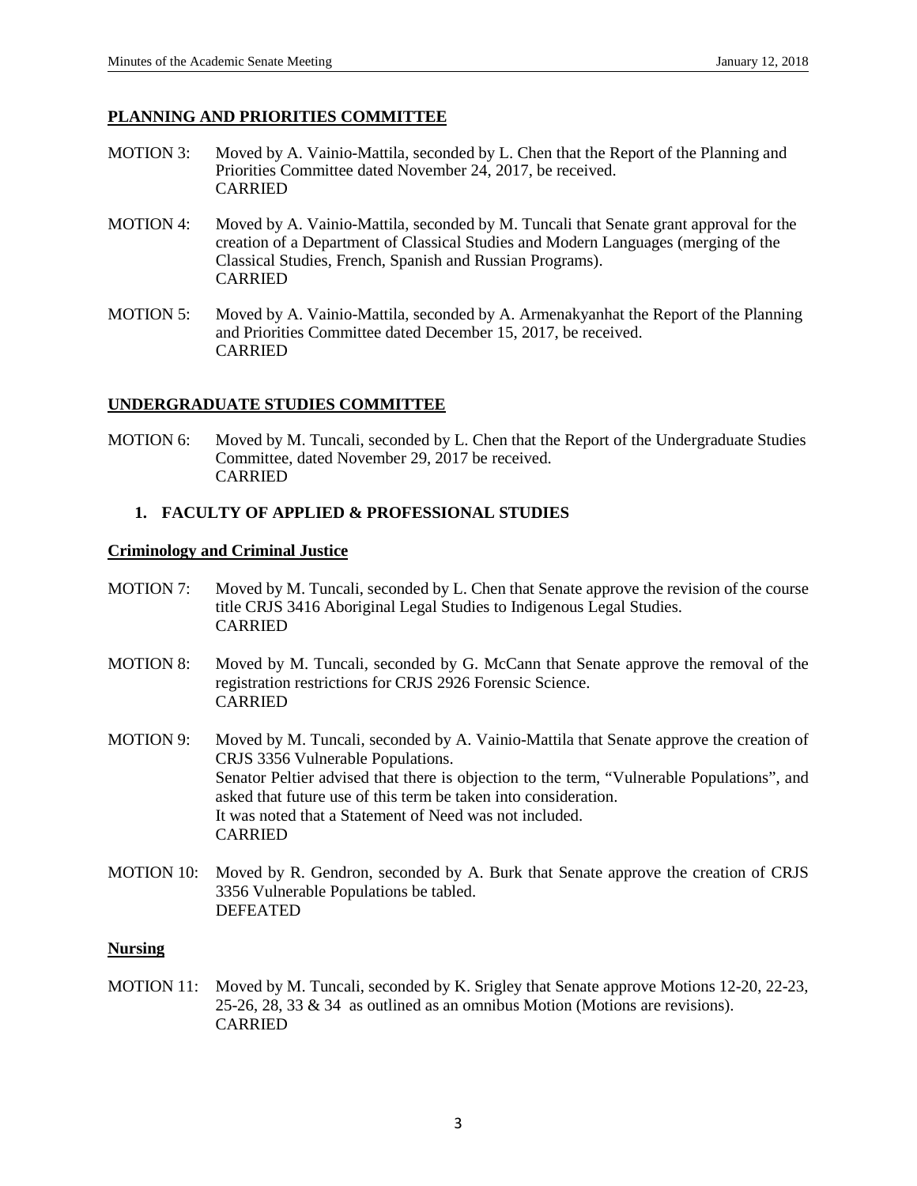## PLANNING AND PRIORITIES COMMITTEE

MOTION 3: Moved by A. Vainio-Mattila, seconded by L. Chen that the Report of the Planning and Priorities Committee dated November 24, 2017, be received.
CARRIED

MOTION 4: Moved by A. Vainio-Mattila, seconded by M. Tuncali that Senate grant approval for the creation of a Department of Classical Studies and Modern Languages (merging of the Classical Studies, French, Spanish and Russian Programs).
CARRIED

MOTION 5: Moved by A. Vainio-Mattila, seconded by A. Armenakyanhat the Report of the Planning and Priorities Committee dated December 15, 2017, be received.
CARRIED

## UNDERGRADUATE STUDIES COMMITTEE

MOTION 6: Moved by M. Tuncali, seconded by L. Chen that the Report of the Undergraduate Studies Committee, dated November 29, 2017 be received.
CARRIED

### 1. FACULTY OF APPLIED & PROFESSIONAL STUDIES

**Criminology and Criminal Justice**

MOTION 7: Moved by M. Tuncali, seconded by L. Chen that Senate approve the revision of the course title CRJS 3416 Aboriginal Legal Studies to Indigenous Legal Studies.
CARRIED

MOTION 8: Moved by M. Tuncali, seconded by G. McCann that Senate approve the removal of the registration restrictions for CRJS 2926 Forensic Science.
CARRIED

MOTION 9: Moved by M. Tuncali, seconded by A. Vainio-Mattila that Senate approve the creation of CRJS 3356 Vulnerable Populations.
Senator Peltier advised that there is objection to the term, "Vulnerable Populations", and asked that future use of this term be taken into consideration.
It was noted that a Statement of Need was not included.
CARRIED

MOTION 10: Moved by R. Gendron, seconded by A. Burk that Senate approve the creation of CRJS 3356 Vulnerable Populations be tabled.
DEFEATED

**Nursing**

MOTION 11: Moved by M. Tuncali, seconded by K. Srigley that Senate approve Motions 12-20, 22-23, 25-26, 28, 33 & 34 as outlined as an omnibus Motion (Motions are revisions).
CARRIED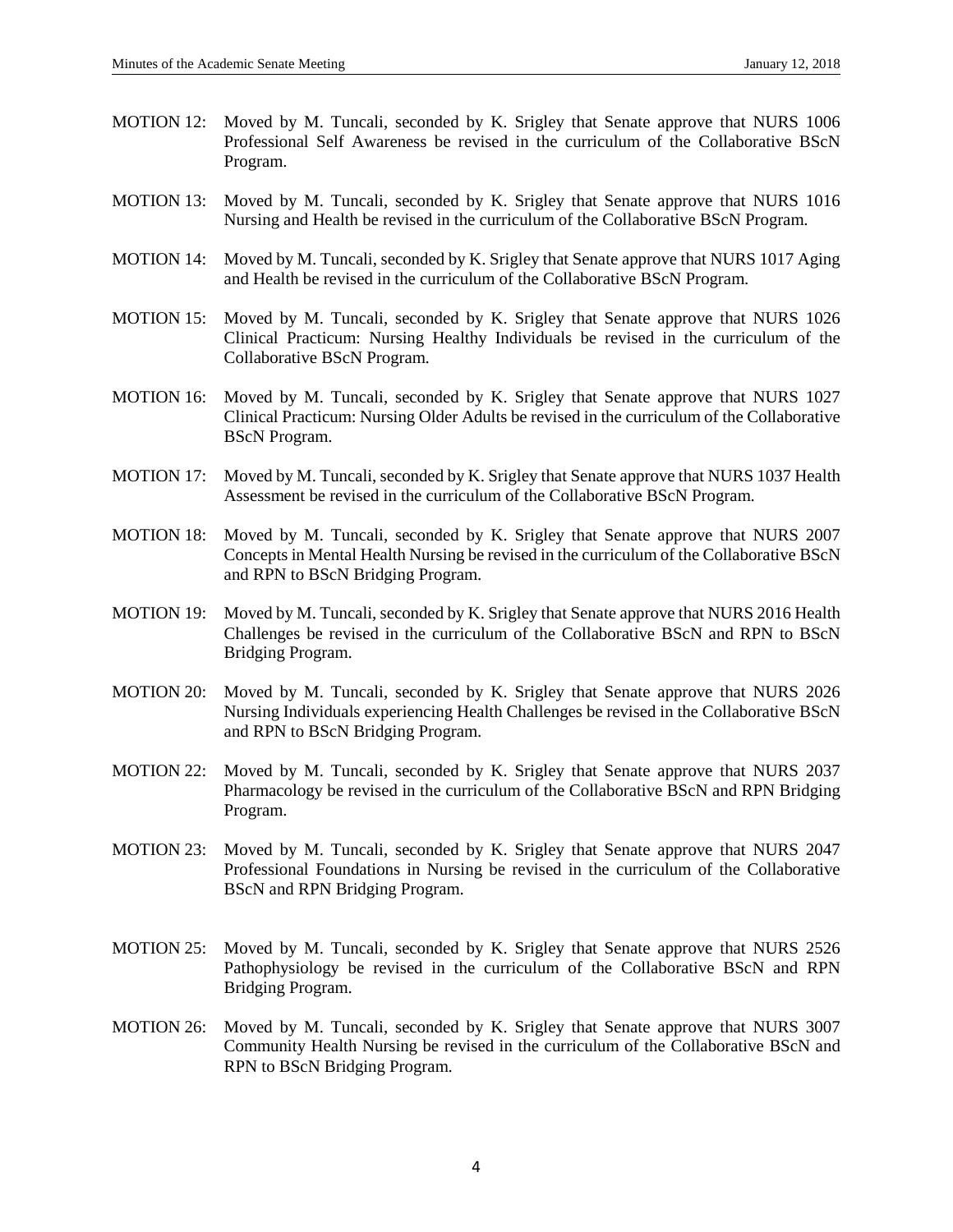MOTION 12: Moved by M. Tuncali, seconded by K. Srigley that Senate approve that NURS 1006 Professional Self Awareness be revised in the curriculum of the Collaborative BScN Program.

MOTION 13: Moved by M. Tuncali, seconded by K. Srigley that Senate approve that NURS 1016 Nursing and Health be revised in the curriculum of the Collaborative BScN Program.

MOTION 14: Moved by M. Tuncali, seconded by K. Srigley that Senate approve that NURS 1017 Aging and Health be revised in the curriculum of the Collaborative BScN Program.

MOTION 15: Moved by M. Tuncali, seconded by K. Srigley that Senate approve that NURS 1026 Clinical Practicum: Nursing Healthy Individuals be revised in the curriculum of the Collaborative BScN Program.

MOTION 16: Moved by M. Tuncali, seconded by K. Srigley that Senate approve that NURS 1027 Clinical Practicum: Nursing Older Adults be revised in the curriculum of the Collaborative BScN Program.

MOTION 17: Moved by M. Tuncali, seconded by K. Srigley that Senate approve that NURS 1037 Health Assessment be revised in the curriculum of the Collaborative BScN Program.

MOTION 18: Moved by M. Tuncali, seconded by K. Srigley that Senate approve that NURS 2007 Concepts in Mental Health Nursing be revised in the curriculum of the Collaborative BScN and RPN to BScN Bridging Program.

MOTION 19: Moved by M. Tuncali, seconded by K. Srigley that Senate approve that NURS 2016 Health Challenges be revised in the curriculum of the Collaborative BScN and RPN to BScN Bridging Program.

MOTION 20: Moved by M. Tuncali, seconded by K. Srigley that Senate approve that NURS 2026 Nursing Individuals experiencing Health Challenges be revised in the Collaborative BScN and RPN to BScN Bridging Program.

MOTION 22: Moved by M. Tuncali, seconded by K. Srigley that Senate approve that NURS 2037 Pharmacology be revised in the curriculum of the Collaborative BScN and RPN Bridging Program.

MOTION 23: Moved by M. Tuncali, seconded by K. Srigley that Senate approve that NURS 2047 Professional Foundations in Nursing be revised in the curriculum of the Collaborative BScN and RPN Bridging Program.

MOTION 25: Moved by M. Tuncali, seconded by K. Srigley that Senate approve that NURS 2526 Pathophysiology be revised in the curriculum of the Collaborative BScN and RPN Bridging Program.

MOTION 26: Moved by M. Tuncali, seconded by K. Srigley that Senate approve that NURS 3007 Community Health Nursing be revised in the curriculum of the Collaborative BScN and RPN to BScN Bridging Program.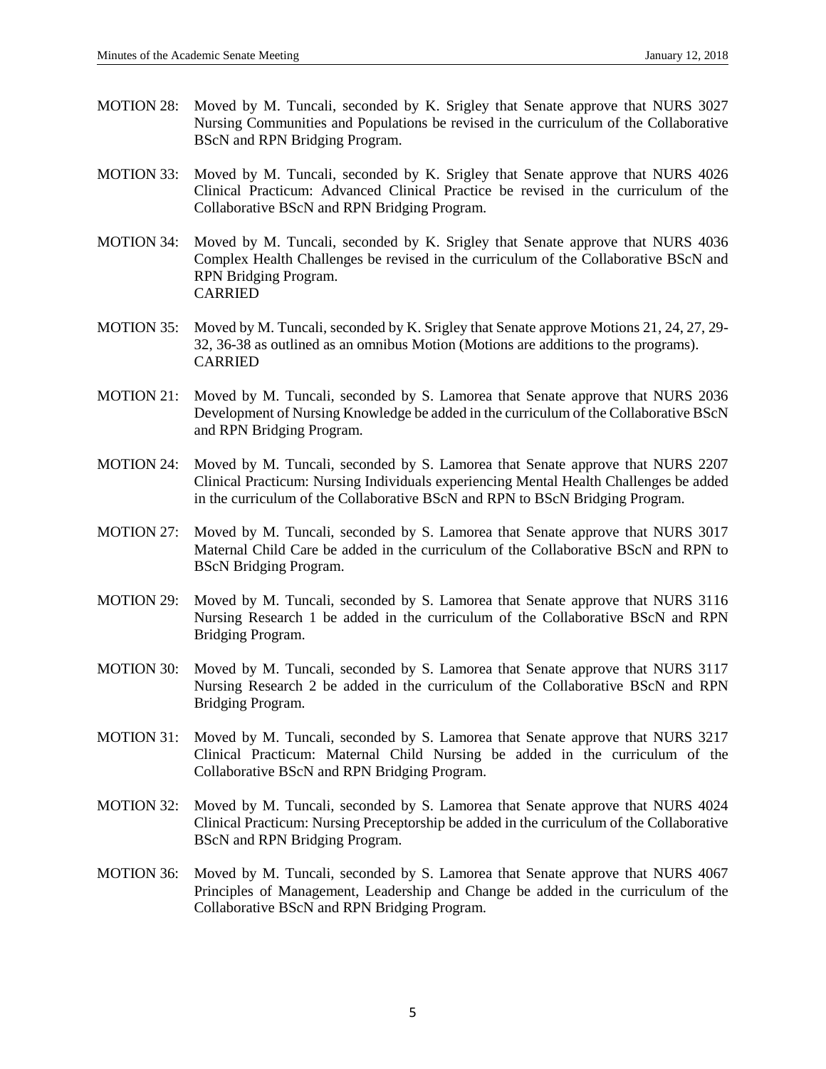MOTION 28: Moved by M. Tuncali, seconded by K. Srigley that Senate approve that NURS 3027 Nursing Communities and Populations be revised in the curriculum of the Collaborative BScN and RPN Bridging Program.

MOTION 33: Moved by M. Tuncali, seconded by K. Srigley that Senate approve that NURS 4026 Clinical Practicum: Advanced Clinical Practice be revised in the curriculum of the Collaborative BScN and RPN Bridging Program.

MOTION 34: Moved by M. Tuncali, seconded by K. Srigley that Senate approve that NURS 4036 Complex Health Challenges be revised in the curriculum of the Collaborative BScN and RPN Bridging Program.
CARRIED

MOTION 35: Moved by M. Tuncali, seconded by K. Srigley that Senate approve Motions 21, 24, 27, 29-32, 36-38 as outlined as an omnibus Motion (Motions are additions to the programs).
CARRIED

MOTION 21: Moved by M. Tuncali, seconded by S. Lamorea that Senate approve that NURS 2036 Development of Nursing Knowledge be added in the curriculum of the Collaborative BScN and RPN Bridging Program.

MOTION 24: Moved by M. Tuncali, seconded by S. Lamorea that Senate approve that NURS 2207 Clinical Practicum: Nursing Individuals experiencing Mental Health Challenges be added in the curriculum of the Collaborative BScN and RPN to BScN Bridging Program.

MOTION 27: Moved by M. Tuncali, seconded by S. Lamorea that Senate approve that NURS 3017 Maternal Child Care be added in the curriculum of the Collaborative BScN and RPN to BScN Bridging Program.

MOTION 29: Moved by M. Tuncali, seconded by S. Lamorea that Senate approve that NURS 3116 Nursing Research 1 be added in the curriculum of the Collaborative BScN and RPN Bridging Program.

MOTION 30: Moved by M. Tuncali, seconded by S. Lamorea that Senate approve that NURS 3117 Nursing Research 2 be added in the curriculum of the Collaborative BScN and RPN Bridging Program.

MOTION 31: Moved by M. Tuncali, seconded by S. Lamorea that Senate approve that NURS 3217 Clinical Practicum: Maternal Child Nursing be added in the curriculum of the Collaborative BScN and RPN Bridging Program.

MOTION 32: Moved by M. Tuncali, seconded by S. Lamorea that Senate approve that NURS 4024 Clinical Practicum: Nursing Preceptorship be added in the curriculum of the Collaborative BScN and RPN Bridging Program.

MOTION 36: Moved by M. Tuncali, seconded by S. Lamorea that Senate approve that NURS 4067 Principles of Management, Leadership and Change be added in the curriculum of the Collaborative BScN and RPN Bridging Program.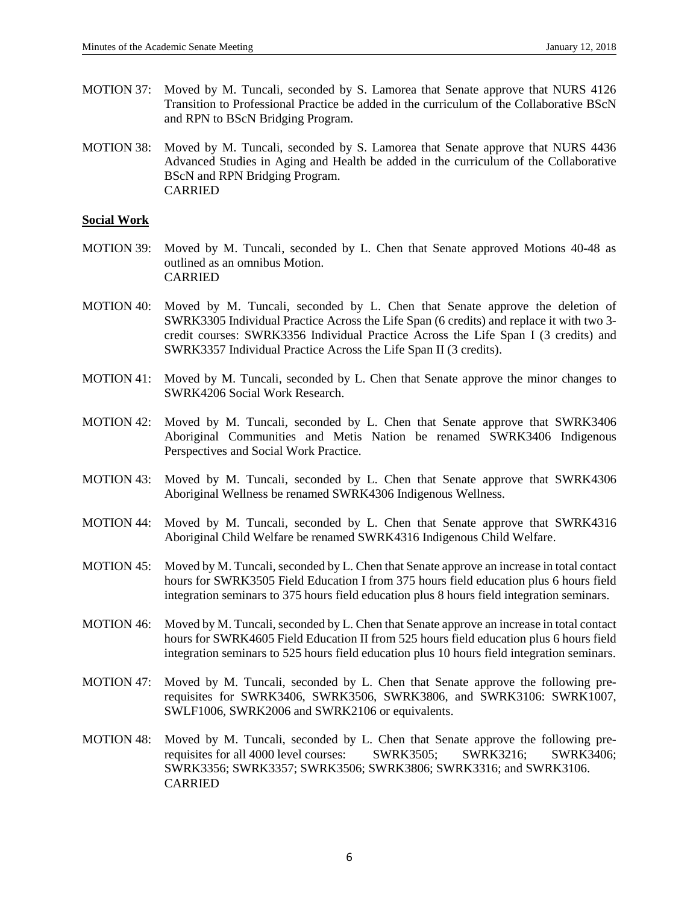MOTION 37: Moved by M. Tuncali, seconded by S. Lamorea that Senate approve that NURS 4126 Transition to Professional Practice be added in the curriculum of the Collaborative BScN and RPN to BScN Bridging Program.

MOTION 38: Moved by M. Tuncali, seconded by S. Lamorea that Senate approve that NURS 4436 Advanced Studies in Aging and Health be added in the curriculum of the Collaborative BScN and RPN Bridging Program.
CARRIED

**Social Work**

MOTION 39: Moved by M. Tuncali, seconded by L. Chen that Senate approved Motions 40-48 as outlined as an omnibus Motion.
CARRIED

MOTION 40: Moved by M. Tuncali, seconded by L. Chen that Senate approve the deletion of SWRK3305 Individual Practice Across the Life Span (6 credits) and replace it with two 3-credit courses: SWRK3356 Individual Practice Across the Life Span I (3 credits) and SWRK3357 Individual Practice Across the Life Span II (3 credits).

MOTION 41: Moved by M. Tuncali, seconded by L. Chen that Senate approve the minor changes to SWRK4206 Social Work Research.

MOTION 42: Moved by M. Tuncali, seconded by L. Chen that Senate approve that SWRK3406 Aboriginal Communities and Metis Nation be renamed SWRK3406 Indigenous Perspectives and Social Work Practice.

MOTION 43: Moved by M. Tuncali, seconded by L. Chen that Senate approve that SWRK4306 Aboriginal Wellness be renamed SWRK4306 Indigenous Wellness.

MOTION 44: Moved by M. Tuncali, seconded by L. Chen that Senate approve that SWRK4316 Aboriginal Child Welfare be renamed SWRK4316 Indigenous Child Welfare.

MOTION 45: Moved by M. Tuncali, seconded by L. Chen that Senate approve an increase in total contact hours for SWRK3505 Field Education I from 375 hours field education plus 6 hours field integration seminars to 375 hours field education plus 8 hours field integration seminars.

MOTION 46: Moved by M. Tuncali, seconded by L. Chen that Senate approve an increase in total contact hours for SWRK4605 Field Education II from 525 hours field education plus 6 hours field integration seminars to 525 hours field education plus 10 hours field integration seminars.

MOTION 47: Moved by M. Tuncali, seconded by L. Chen that Senate approve the following pre-requisites for SWRK3406, SWRK3506, SWRK3806, and SWRK3106: SWRK1007, SWLF1006, SWRK2006 and SWRK2106 or equivalents.

MOTION 48: Moved by M. Tuncali, seconded by L. Chen that Senate approve the following pre-requisites for all 4000 level courses: SWRK3505; SWRK3216; SWRK3406; SWRK3356; SWRK3357; SWRK3506; SWRK3806; SWRK3316; and SWRK3106.
CARRIED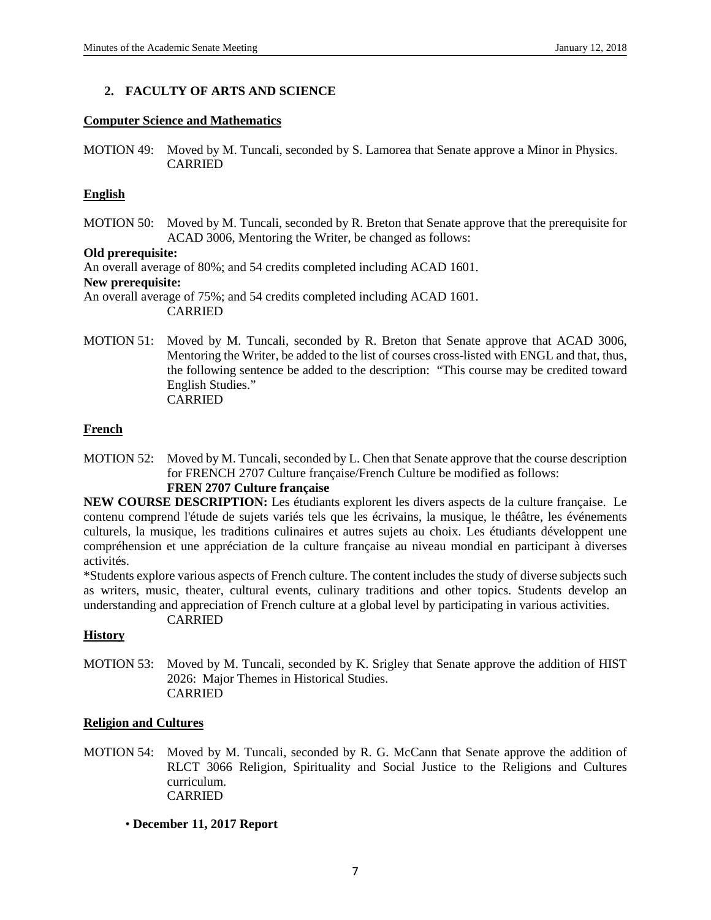## 2. FACULTY OF ARTS AND SCIENCE

**Computer Science and Mathematics**

MOTION 49: Moved by M. Tuncali, seconded by S. Lamorea that Senate approve a Minor in Physics.
CARRIED

**English**

MOTION 50: Moved by M. Tuncali, seconded by R. Breton that Senate approve that the prerequisite for ACAD 3006, Mentoring the Writer, be changed as follows:

**Old prerequisite:**
An overall average of 80%; and 54 credits completed including ACAD 1601.

**New prerequisite:**
An overall average of 75%; and 54 credits completed including ACAD 1601.
CARRIED

MOTION 51: Moved by M. Tuncali, seconded by R. Breton that Senate approve that ACAD 3006, Mentoring the Writer, be added to the list of courses cross-listed with ENGL and that, thus, the following sentence be added to the description: "This course may be credited toward English Studies."
CARRIED

**French**

MOTION 52: Moved by M. Tuncali, seconded by L. Chen that Senate approve that the course description for FRENCH 2707 Culture française/French Culture be modified as follows:
**FREN 2707 Culture française**

**NEW COURSE DESCRIPTION:** Les étudiants explorent les divers aspects de la culture française. Le contenu comprend l'étude de sujets variés tels que les écrivains, la musique, le théâtre, les événements culturels, la musique, les traditions culinaires et autres sujets au choix. Les étudiants développent une compréhension et une appréciation de la culture française au niveau mondial en participant à diverses activités.

*Students explore various aspects of French culture. The content includes the study of diverse subjects such as writers, music, theater, cultural events, culinary traditions and other topics. Students develop an understanding and appreciation of French culture at a global level by participating in various activities.
CARRIED

**History**

MOTION 53: Moved by M. Tuncali, seconded by K. Srigley that Senate approve the addition of HIST 2026: Major Themes in Historical Studies.
CARRIED

**Religion and Cultures**

MOTION 54: Moved by M. Tuncali, seconded by R. G. McCann that Senate approve the addition of RLCT 3066 Religion, Spirituality and Social Justice to the Religions and Cultures curriculum.
CARRIED

- **December 11, 2017 Report**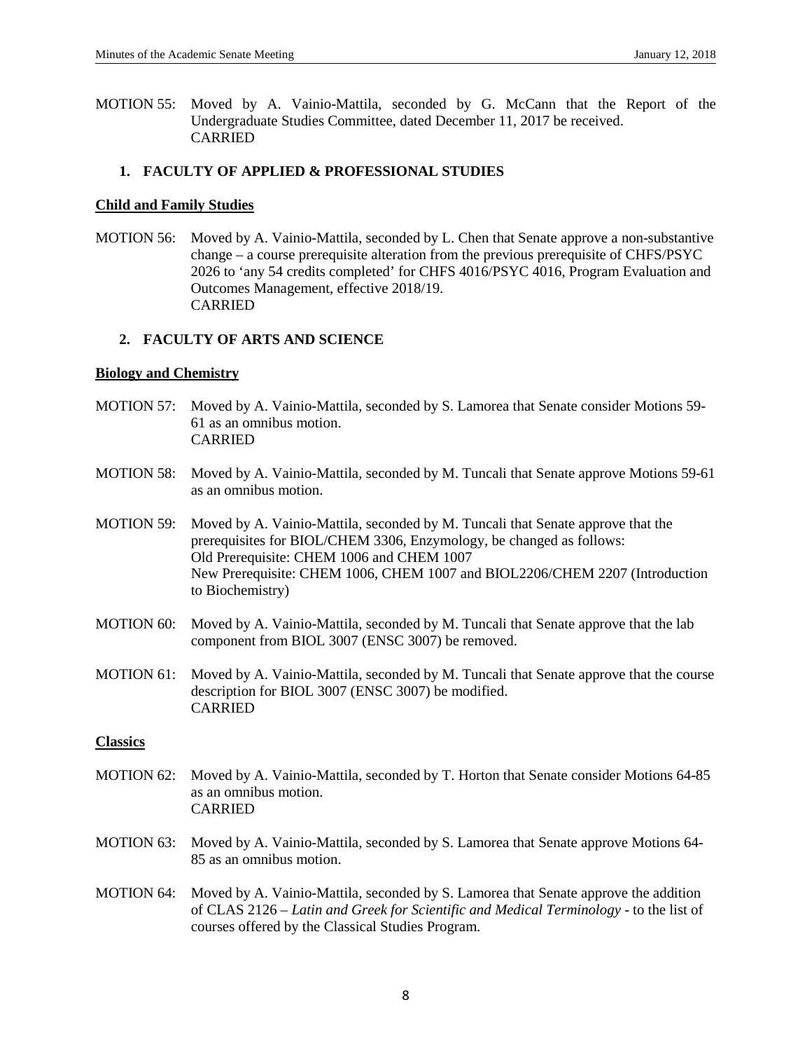MOTION 55: Moved by A. Vainio-Mattila, seconded by G. McCann that the Report of the Undergraduate Studies Committee, dated December 11, 2017 be received.
CARRIED

### 1. FACULTY OF APPLIED & PROFESSIONAL STUDIES

**Child and Family Studies**

MOTION 56: Moved by A. Vainio-Mattila, seconded by L. Chen that Senate approve a non-substantive change – a course prerequisite alteration from the previous prerequisite of CHFS/PSYC 2026 to 'any 54 credits completed' for CHFS 4016/PSYC 4016, Program Evaluation and Outcomes Management, effective 2018/19.
CARRIED

### 2. FACULTY OF ARTS AND SCIENCE

**Biology and Chemistry**

MOTION 57: Moved by A. Vainio-Mattila, seconded by S. Lamorea that Senate consider Motions 59-61 as an omnibus motion.
CARRIED

MOTION 58: Moved by A. Vainio-Mattila, seconded by M. Tuncali that Senate approve Motions 59-61 as an omnibus motion.

MOTION 59: Moved by A. Vainio-Mattila, seconded by M. Tuncali that Senate approve that the prerequisites for BIOL/CHEM 3306, Enzymology, be changed as follows:
Old Prerequisite: CHEM 1006 and CHEM 1007
New Prerequisite: CHEM 1006, CHEM 1007 and BIOL2206/CHEM 2207 (Introduction to Biochemistry)

MOTION 60: Moved by A. Vainio-Mattila, seconded by M. Tuncali that Senate approve that the lab component from BIOL 3007 (ENSC 3007) be removed.

MOTION 61: Moved by A. Vainio-Mattila, seconded by M. Tuncali that Senate approve that the course description for BIOL 3007 (ENSC 3007) be modified.
CARRIED

**Classics**

MOTION 62: Moved by A. Vainio-Mattila, seconded by T. Horton that Senate consider Motions 64-85 as an omnibus motion.
CARRIED

MOTION 63: Moved by A. Vainio-Mattila, seconded by S. Lamorea that Senate approve Motions 64-85 as an omnibus motion.

MOTION 64: Moved by A. Vainio-Mattila, seconded by S. Lamorea that Senate approve the addition of CLAS 2126 – *Latin and Greek for Scientific and Medical Terminology* - to the list of courses offered by the Classical Studies Program.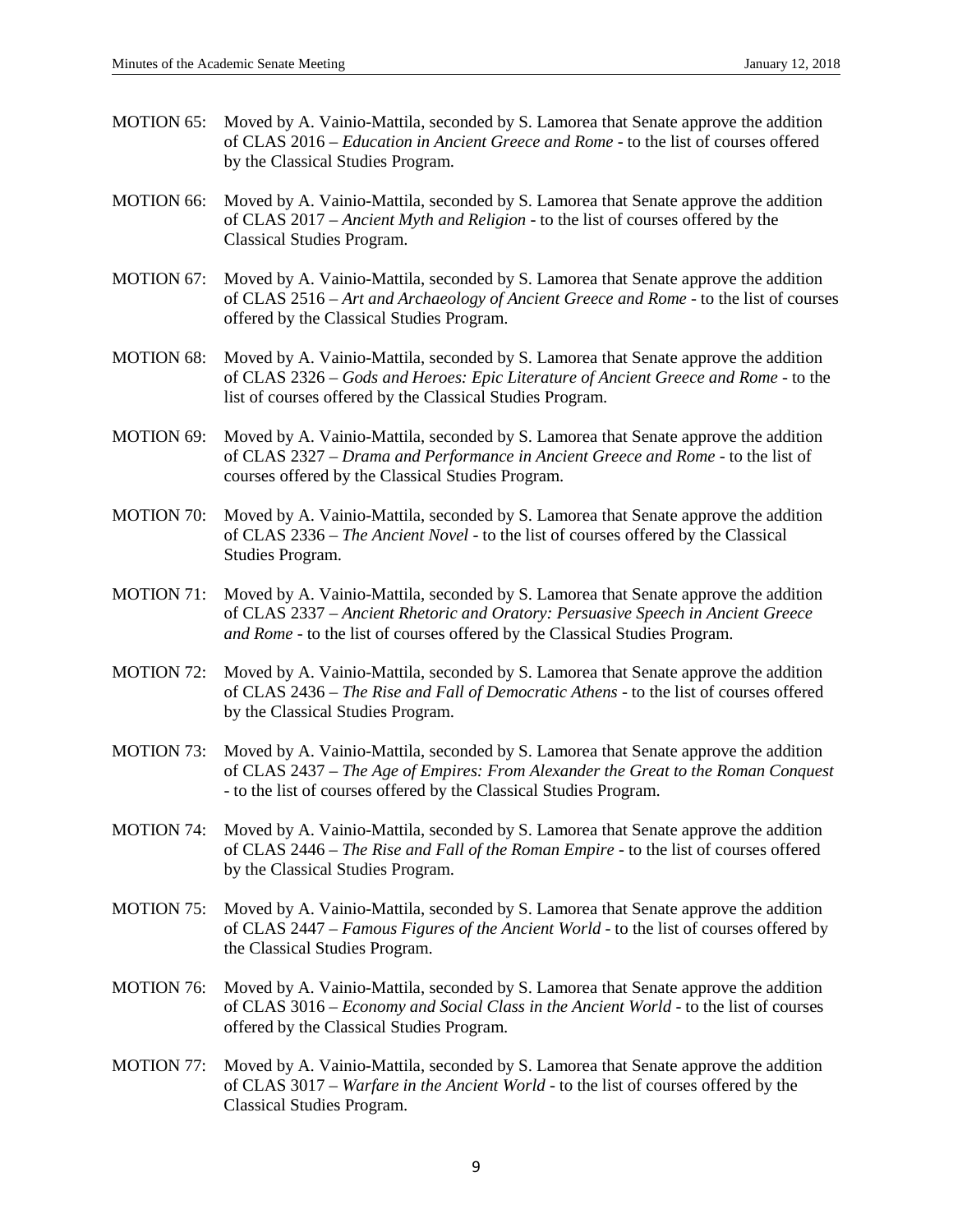MOTION 65: Moved by A. Vainio-Mattila, seconded by S. Lamorea that Senate approve the addition of CLAS 2016 – *Education in Ancient Greece and Rome* - to the list of courses offered by the Classical Studies Program.

MOTION 66: Moved by A. Vainio-Mattila, seconded by S. Lamorea that Senate approve the addition of CLAS 2017 – *Ancient Myth and Religion* - to the list of courses offered by the Classical Studies Program.

MOTION 67: Moved by A. Vainio-Mattila, seconded by S. Lamorea that Senate approve the addition of CLAS 2516 – *Art and Archaeology of Ancient Greece and Rome* - to the list of courses offered by the Classical Studies Program.

MOTION 68: Moved by A. Vainio-Mattila, seconded by S. Lamorea that Senate approve the addition of CLAS 2326 – *Gods and Heroes: Epic Literature of Ancient Greece and Rome* - to the list of courses offered by the Classical Studies Program.

MOTION 69: Moved by A. Vainio-Mattila, seconded by S. Lamorea that Senate approve the addition of CLAS 2327 – *Drama and Performance in Ancient Greece and Rome* - to the list of courses offered by the Classical Studies Program.

MOTION 70: Moved by A. Vainio-Mattila, seconded by S. Lamorea that Senate approve the addition of CLAS 2336 – *The Ancient Novel* - to the list of courses offered by the Classical Studies Program.

MOTION 71: Moved by A. Vainio-Mattila, seconded by S. Lamorea that Senate approve the addition of CLAS 2337 – *Ancient Rhetoric and Oratory: Persuasive Speech in Ancient Greece and Rome* - to the list of courses offered by the Classical Studies Program.

MOTION 72: Moved by A. Vainio-Mattila, seconded by S. Lamorea that Senate approve the addition of CLAS 2436 – *The Rise and Fall of Democratic Athens* - to the list of courses offered by the Classical Studies Program.

MOTION 73: Moved by A. Vainio-Mattila, seconded by S. Lamorea that Senate approve the addition of CLAS 2437 – *The Age of Empires: From Alexander the Great to the Roman Conquest* - to the list of courses offered by the Classical Studies Program.

MOTION 74: Moved by A. Vainio-Mattila, seconded by S. Lamorea that Senate approve the addition of CLAS 2446 – *The Rise and Fall of the Roman Empire* - to the list of courses offered by the Classical Studies Program.

MOTION 75: Moved by A. Vainio-Mattila, seconded by S. Lamorea that Senate approve the addition of CLAS 2447 – *Famous Figures of the Ancient World* - to the list of courses offered by the Classical Studies Program.

MOTION 76: Moved by A. Vainio-Mattila, seconded by S. Lamorea that Senate approve the addition of CLAS 3016 – *Economy and Social Class in the Ancient World* - to the list of courses offered by the Classical Studies Program.

MOTION 77: Moved by A. Vainio-Mattila, seconded by S. Lamorea that Senate approve the addition of CLAS 3017 – *Warfare in the Ancient World* - to the list of courses offered by the Classical Studies Program.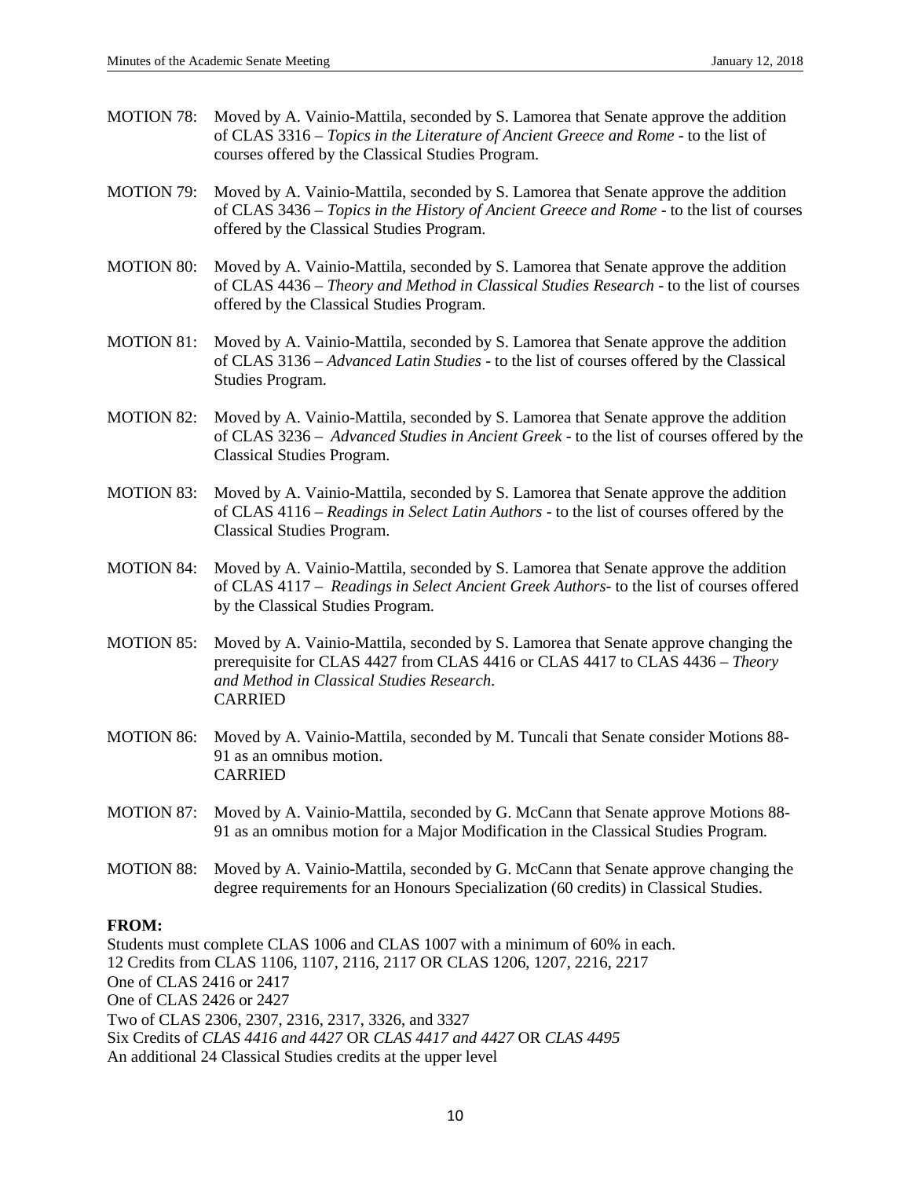MOTION 78: Moved by A. Vainio-Mattila, seconded by S. Lamorea that Senate approve the addition of CLAS 3316 – *Topics in the Literature of Ancient Greece and Rome* - to the list of courses offered by the Classical Studies Program.

MOTION 79: Moved by A. Vainio-Mattila, seconded by S. Lamorea that Senate approve the addition of CLAS 3436 – *Topics in the History of Ancient Greece and Rome* - to the list of courses offered by the Classical Studies Program.

MOTION 80: Moved by A. Vainio-Mattila, seconded by S. Lamorea that Senate approve the addition of CLAS 4436 – *Theory and Method in Classical Studies Research* - to the list of courses offered by the Classical Studies Program.

MOTION 81: Moved by A. Vainio-Mattila, seconded by S. Lamorea that Senate approve the addition of CLAS 3136 – *Advanced Latin Studies* - to the list of courses offered by the Classical Studies Program.

MOTION 82: Moved by A. Vainio-Mattila, seconded by S. Lamorea that Senate approve the addition of CLAS 3236 – *Advanced Studies in Ancient Greek* - to the list of courses offered by the Classical Studies Program.

MOTION 83: Moved by A. Vainio-Mattila, seconded by S. Lamorea that Senate approve the addition of CLAS 4116 – *Readings in Select Latin Authors* - to the list of courses offered by the Classical Studies Program.

MOTION 84: Moved by A. Vainio-Mattila, seconded by S. Lamorea that Senate approve the addition of CLAS 4117 – *Readings in Select Ancient Greek Authors*- to the list of courses offered by the Classical Studies Program.

MOTION 85: Moved by A. Vainio-Mattila, seconded by S. Lamorea that Senate approve changing the prerequisite for CLAS 4427 from CLAS 4416 or CLAS 4417 to CLAS 4436 – *Theory and Method in Classical Studies Research*.
CARRIED

MOTION 86: Moved by A. Vainio-Mattila, seconded by M. Tuncali that Senate consider Motions 88-91 as an omnibus motion.
CARRIED

MOTION 87: Moved by A. Vainio-Mattila, seconded by G. McCann that Senate approve Motions 88-91 as an omnibus motion for a Major Modification in the Classical Studies Program.

MOTION 88: Moved by A. Vainio-Mattila, seconded by G. McCann that Senate approve changing the degree requirements for an Honours Specialization (60 credits) in Classical Studies.

**FROM:**

Students must complete CLAS 1006 and CLAS 1007 with a minimum of 60% in each.
12 Credits from CLAS 1106, 1107, 2116, 2117 OR CLAS 1206, 1207, 2216, 2217
One of CLAS 2416 or 2417
One of CLAS 2426 or 2427
Two of CLAS 2306, 2307, 2316, 2317, 3326, and 3327
Six Credits of *CLAS 4416 and 4427* OR *CLAS 4417 and 4427* OR *CLAS 4495*
An additional 24 Classical Studies credits at the upper level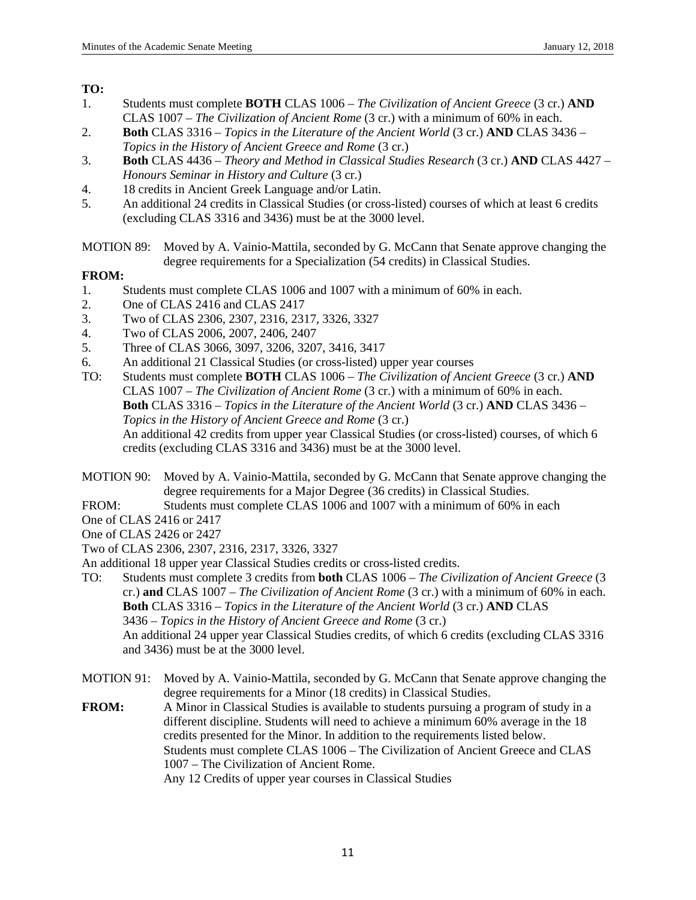**TO:**

1. Students must complete **BOTH** CLAS 1006 – *The Civilization of Ancient Greece* (3 cr.) **AND** CLAS 1007 – *The Civilization of Ancient Rome* (3 cr.) with a minimum of 60% in each.
2. **Both** CLAS 3316 – *Topics in the Literature of the Ancient World* (3 cr.) **AND** CLAS 3436 – *Topics in the History of Ancient Greece and Rome* (3 cr.)
3. **Both** CLAS 4436 – *Theory and Method in Classical Studies Research* (3 cr.) **AND** CLAS 4427 – *Honours Seminar in History and Culture* (3 cr.)
4. 18 credits in Ancient Greek Language and/or Latin.
5. An additional 24 credits in Classical Studies (or cross-listed) courses of which at least 6 credits (excluding CLAS 3316 and 3436) must be at the 3000 level.

MOTION 89: Moved by A. Vainio-Mattila, seconded by G. McCann that Senate approve changing the degree requirements for a Specialization (54 credits) in Classical Studies.

**FROM:**

1. Students must complete CLAS 1006 and 1007 with a minimum of 60% in each.
2. One of CLAS 2416 and CLAS 2417
3. Two of CLAS 2306, 2307, 2316, 2317, 3326, 3327
4. Two of CLAS 2006, 2007, 2406, 2407
5. Three of CLAS 3066, 3097, 3206, 3207, 3416, 3417
6. An additional 21 Classical Studies (or cross-listed) upper year courses

TO: Students must complete **BOTH** CLAS 1006 – *The Civilization of Ancient Greece* (3 cr.) **AND** CLAS 1007 – *The Civilization of Ancient Rome* (3 cr.) with a minimum of 60% in each.
**Both** CLAS 3316 – *Topics in the Literature of the Ancient World* (3 cr.) **AND** CLAS 3436 – *Topics in the History of Ancient Greece and Rome* (3 cr.)
An additional 42 credits from upper year Classical Studies (or cross-listed) courses, of which 6 credits (excluding CLAS 3316 and 3436) must be at the 3000 level.

MOTION 90: Moved by A. Vainio-Mattila, seconded by G. McCann that Senate approve changing the degree requirements for a Major Degree (36 credits) in Classical Studies.

FROM: Students must complete CLAS 1006 and 1007 with a minimum of 60% in each
One of CLAS 2416 or 2417
One of CLAS 2426 or 2427
Two of CLAS 2306, 2307, 2316, 2317, 3326, 3327
An additional 18 upper year Classical Studies credits or cross-listed credits.

TO: Students must complete 3 credits from **both** CLAS 1006 – *The Civilization of Ancient Greece* (3 cr.) **and** CLAS 1007 – *The Civilization of Ancient Rome* (3 cr.) with a minimum of 60% in each.
**Both** CLAS 3316 – *Topics in the Literature of the Ancient World* (3 cr.) **AND** CLAS 3436 – *Topics in the History of Ancient Greece and Rome* (3 cr.)
An additional 24 upper year Classical Studies credits, of which 6 credits (excluding CLAS 3316 and 3436) must be at the 3000 level.

MOTION 91: Moved by A. Vainio-Mattila, seconded by G. McCann that Senate approve changing the degree requirements for a Minor (18 credits) in Classical Studies.

**FROM:** A Minor in Classical Studies is available to students pursuing a program of study in a different discipline. Students will need to achieve a minimum 60% average in the 18 credits presented for the Minor. In addition to the requirements listed below.
Students must complete CLAS 1006 – The Civilization of Ancient Greece and CLAS 1007 – The Civilization of Ancient Rome.
Any 12 Credits of upper year courses in Classical Studies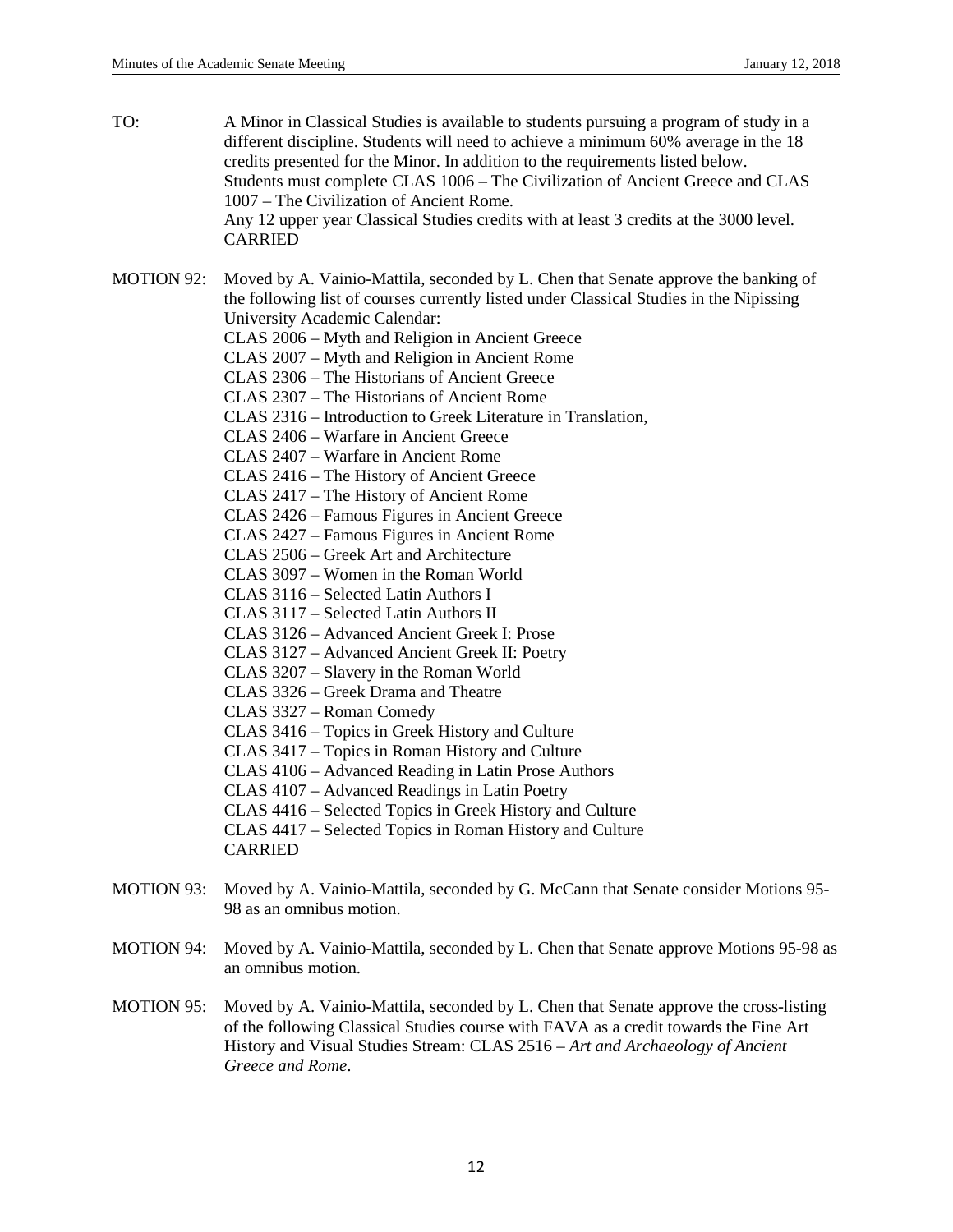TO: A Minor in Classical Studies is available to students pursuing a program of study in a different discipline. Students will need to achieve a minimum 60% average in the 18 credits presented for the Minor. In addition to the requirements listed below. Students must complete CLAS 1006 – The Civilization of Ancient Greece and CLAS 1007 – The Civilization of Ancient Rome.
Any 12 upper year Classical Studies credits with at least 3 credits at the 3000 level.
CARRIED

MOTION 92: Moved by A. Vainio-Mattila, seconded by L. Chen that Senate approve the banking of the following list of courses currently listed under Classical Studies in the Nipissing University Academic Calendar:
CLAS 2006 – Myth and Religion in Ancient Greece
CLAS 2007 – Myth and Religion in Ancient Rome
CLAS 2306 – The Historians of Ancient Greece
CLAS 2307 – The Historians of Ancient Rome
CLAS 2316 – Introduction to Greek Literature in Translation,
CLAS 2406 – Warfare in Ancient Greece
CLAS 2407 – Warfare in Ancient Rome
CLAS 2416 – The History of Ancient Greece
CLAS 2417 – The History of Ancient Rome
CLAS 2426 – Famous Figures in Ancient Greece
CLAS 2427 – Famous Figures in Ancient Rome
CLAS 2506 – Greek Art and Architecture
CLAS 3097 – Women in the Roman World
CLAS 3116 – Selected Latin Authors I
CLAS 3117 – Selected Latin Authors II
CLAS 3126 – Advanced Ancient Greek I: Prose
CLAS 3127 – Advanced Ancient Greek II: Poetry
CLAS 3207 – Slavery in the Roman World
CLAS 3326 – Greek Drama and Theatre
CLAS 3327 – Roman Comedy
CLAS 3416 – Topics in Greek History and Culture
CLAS 3417 – Topics in Roman History and Culture
CLAS 4106 – Advanced Reading in Latin Prose Authors
CLAS 4107 – Advanced Readings in Latin Poetry
CLAS 4416 – Selected Topics in Greek History and Culture
CLAS 4417 – Selected Topics in Roman History and Culture
CARRIED

MOTION 93: Moved by A. Vainio-Mattila, seconded by G. McCann that Senate consider Motions 95-98 as an omnibus motion.

MOTION 94: Moved by A. Vainio-Mattila, seconded by L. Chen that Senate approve Motions 95-98 as an omnibus motion.

MOTION 95: Moved by A. Vainio-Mattila, seconded by L. Chen that Senate approve the cross-listing of the following Classical Studies course with FAVA as a credit towards the Fine Art History and Visual Studies Stream: CLAS 2516 – *Art and Archaeology of Ancient Greece and Rome*.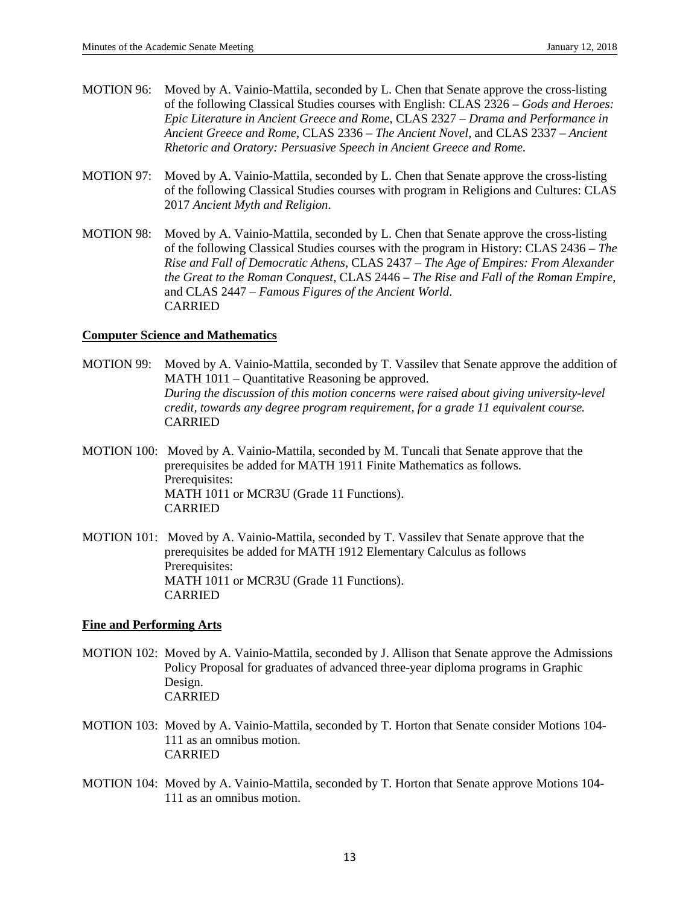MOTION 96: Moved by A. Vainio-Mattila, seconded by L. Chen that Senate approve the cross-listing of the following Classical Studies courses with English: CLAS 2326 – *Gods and Heroes: Epic Literature in Ancient Greece and Rome*, CLAS 2327 – *Drama and Performance in Ancient Greece and Rome*, CLAS 2336 – *The Ancient Novel*, and CLAS 2337 – *Ancient Rhetoric and Oratory: Persuasive Speech in Ancient Greece and Rome*.

MOTION 97: Moved by A. Vainio-Mattila, seconded by L. Chen that Senate approve the cross-listing of the following Classical Studies courses with program in Religions and Cultures: CLAS 2017 *Ancient Myth and Religion*.

MOTION 98: Moved by A. Vainio-Mattila, seconded by L. Chen that Senate approve the cross-listing of the following Classical Studies courses with the program in History: CLAS 2436 – *The Rise and Fall of Democratic Athens*, CLAS 2437 – *The Age of Empires: From Alexander the Great to the Roman Conquest*, CLAS 2446 – *The Rise and Fall of the Roman Empire*, and CLAS 2447 – *Famous Figures of the Ancient World*.
CARRIED

**Computer Science and Mathematics**

MOTION 99: Moved by A. Vainio-Mattila, seconded by T. Vassilev that Senate approve the addition of MATH 1011 – Quantitative Reasoning be approved.
*During the discussion of this motion concerns were raised about giving university-level credit, towards any degree program requirement, for a grade 11 equivalent course.*
CARRIED

MOTION 100: Moved by A. Vainio-Mattila, seconded by M. Tuncali that Senate approve that the prerequisites be added for MATH 1911 Finite Mathematics as follows.
Prerequisites:
MATH 1011 or MCR3U (Grade 11 Functions).
CARRIED

MOTION 101: Moved by A. Vainio-Mattila, seconded by T. Vassilev that Senate approve that the prerequisites be added for MATH 1912 Elementary Calculus as follows
Prerequisites:
MATH 1011 or MCR3U (Grade 11 Functions).
CARRIED

**Fine and Performing Arts**

MOTION 102: Moved by A. Vainio-Mattila, seconded by J. Allison that Senate approve the Admissions Policy Proposal for graduates of advanced three-year diploma programs in Graphic Design.
CARRIED

MOTION 103: Moved by A. Vainio-Mattila, seconded by T. Horton that Senate consider Motions 104-111 as an omnibus motion.
CARRIED

MOTION 104: Moved by A. Vainio-Mattila, seconded by T. Horton that Senate approve Motions 104-111 as an omnibus motion.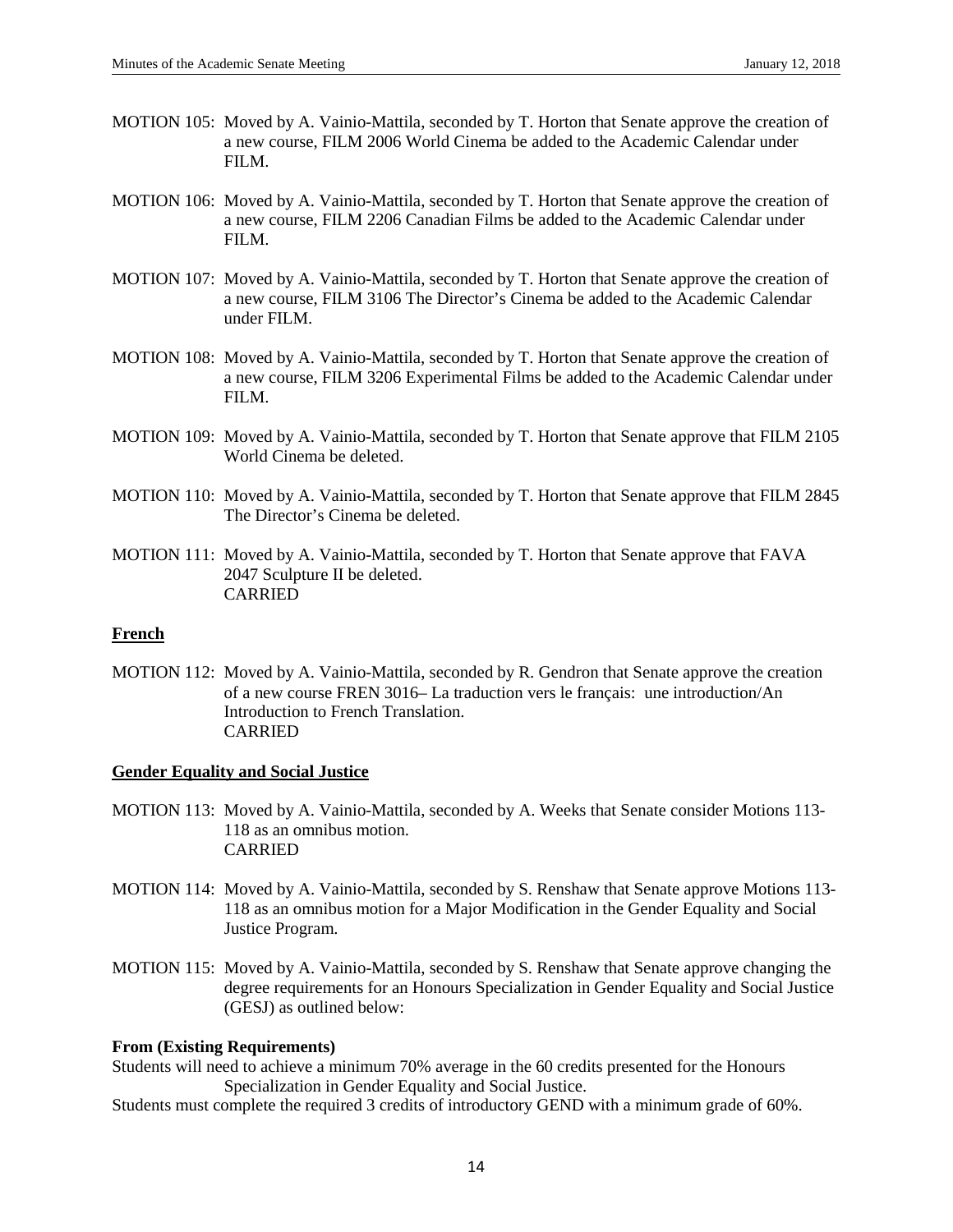MOTION 105: Moved by A. Vainio-Mattila, seconded by T. Horton that Senate approve the creation of a new course, FILM 2006 World Cinema be added to the Academic Calendar under FILM.

MOTION 106: Moved by A. Vainio-Mattila, seconded by T. Horton that Senate approve the creation of a new course, FILM 2206 Canadian Films be added to the Academic Calendar under FILM.

MOTION 107: Moved by A. Vainio-Mattila, seconded by T. Horton that Senate approve the creation of a new course, FILM 3106 The Director's Cinema be added to the Academic Calendar under FILM.

MOTION 108: Moved by A. Vainio-Mattila, seconded by T. Horton that Senate approve the creation of a new course, FILM 3206 Experimental Films be added to the Academic Calendar under FILM.

MOTION 109: Moved by A. Vainio-Mattila, seconded by T. Horton that Senate approve that FILM 2105 World Cinema be deleted.

MOTION 110: Moved by A. Vainio-Mattila, seconded by T. Horton that Senate approve that FILM 2845 The Director's Cinema be deleted.

MOTION 111: Moved by A. Vainio-Mattila, seconded by T. Horton that Senate approve that FAVA 2047 Sculpture II be deleted.
CARRIED

**French**

MOTION 112: Moved by A. Vainio-Mattila, seconded by R. Gendron that Senate approve the creation of a new course FREN 3016– La traduction vers le français: une introduction/An Introduction to French Translation.
CARRIED

**Gender Equality and Social Justice**

MOTION 113: Moved by A. Vainio-Mattila, seconded by A. Weeks that Senate consider Motions 113-118 as an omnibus motion.
CARRIED

MOTION 114: Moved by A. Vainio-Mattila, seconded by S. Renshaw that Senate approve Motions 113-118 as an omnibus motion for a Major Modification in the Gender Equality and Social Justice Program.

MOTION 115: Moved by A. Vainio-Mattila, seconded by S. Renshaw that Senate approve changing the degree requirements for an Honours Specialization in Gender Equality and Social Justice (GESJ) as outlined below:

**From (Existing Requirements)**

Students will need to achieve a minimum 70% average in the 60 credits presented for the Honours Specialization in Gender Equality and Social Justice.

Students must complete the required 3 credits of introductory GEND with a minimum grade of 60%.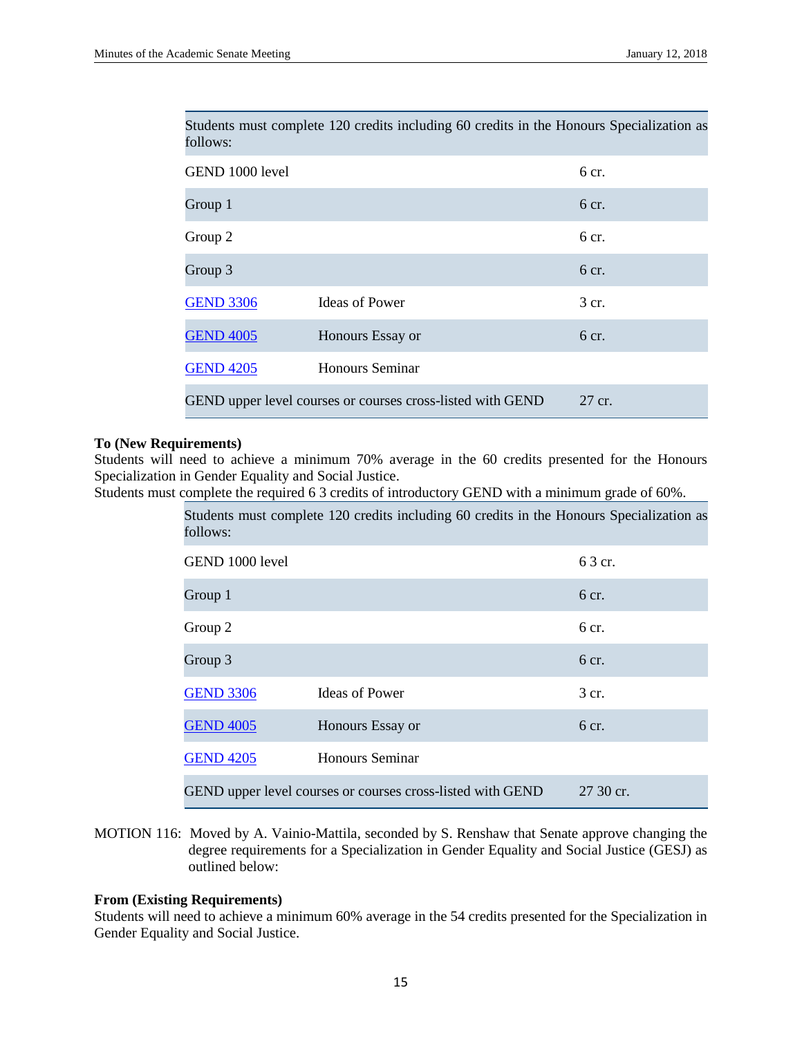| Students must complete 120 credits including 60 credits in the Honours Specialization as follows: | | |
| --- | --- | --- |
| GEND 1000 level | | 6 cr. |
| Group 1 | | 6 cr. |
| Group 2 | | 6 cr. |
| Group 3 | | 6 cr. |
| GEND 3306 | Ideas of Power | 3 cr. |
| GEND 4005 | Honours Essay or | 6 cr. |
| GEND 4205 | Honours Seminar | |
| GEND upper level courses or courses cross-listed with GEND | | 27 cr. |

**To (New Requirements)**
Students will need to achieve a minimum 70% average in the 60 credits presented for the Honours Specialization in Gender Equality and Social Justice.
Students must complete the required 6 3 credits of introductory GEND with a minimum grade of 60%.

| Students must complete 120 credits including 60 credits in the Honours Specialization as follows: | | |
| --- | --- | --- |
| GEND 1000 level | | 6 3 cr. |
| Group 1 | | 6 cr. |
| Group 2 | | 6 cr. |
| Group 3 | | 6 cr. |
| GEND 3306 | Ideas of Power | 3 cr. |
| GEND 4005 | Honours Essay or | 6 cr. |
| GEND 4205 | Honours Seminar | |
| GEND upper level courses or courses cross-listed with GEND | | 27 30 cr. |

MOTION 116: Moved by A. Vainio-Mattila, seconded by S. Renshaw that Senate approve changing the degree requirements for a Specialization in Gender Equality and Social Justice (GESJ) as outlined below:

**From (Existing Requirements)**
Students will need to achieve a minimum 60% average in the 54 credits presented for the Specialization in Gender Equality and Social Justice.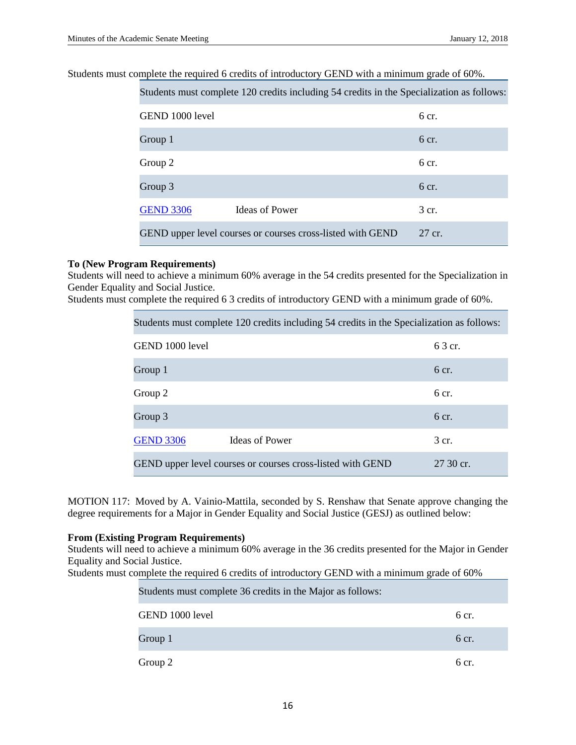Students must complete the required 6 credits of introductory GEND with a minimum grade of 60%.

| Students must complete 120 credits including 54 credits in the Specialization as follows: | | |
|---|---|---|
| GEND 1000 level | | 6 cr. |
| Group 1 | | 6 cr. |
| Group 2 | | 6 cr. |
| Group 3 | | 6 cr. |
| GEND 3306 | Ideas of Power | 3 cr. |
| GEND upper level courses or courses cross-listed with GEND | | 27 cr. |

**To (New Program Requirements)**
Students will need to achieve a minimum 60% average in the 54 credits presented for the Specialization in Gender Equality and Social Justice.
Students must complete the required 6 3 credits of introductory GEND with a minimum grade of 60%.

| Students must complete 120 credits including 54 credits in the Specialization as follows: | | |
|---|---|---|
| GEND 1000 level | | 6 3 cr. |
| Group 1 | | 6 cr. |
| Group 2 | | 6 cr. |
| Group 3 | | 6 cr. |
| GEND 3306 | Ideas of Power | 3 cr. |
| GEND upper level courses or courses cross-listed with GEND | | 27 30 cr. |

MOTION 117: Moved by A. Vainio-Mattila, seconded by S. Renshaw that Senate approve changing the degree requirements for a Major in Gender Equality and Social Justice (GESJ) as outlined below:

**From (Existing Program Requirements)**
Students will need to achieve a minimum 60% average in the 36 credits presented for the Major in Gender Equality and Social Justice.
Students must complete the required 6 credits of introductory GEND with a minimum grade of 60%

| Students must complete 36 credits in the Major as follows: | |
|---|---|
| GEND 1000 level | 6 cr. |
| Group 1 | 6 cr. |
| Group 2 | 6 cr. |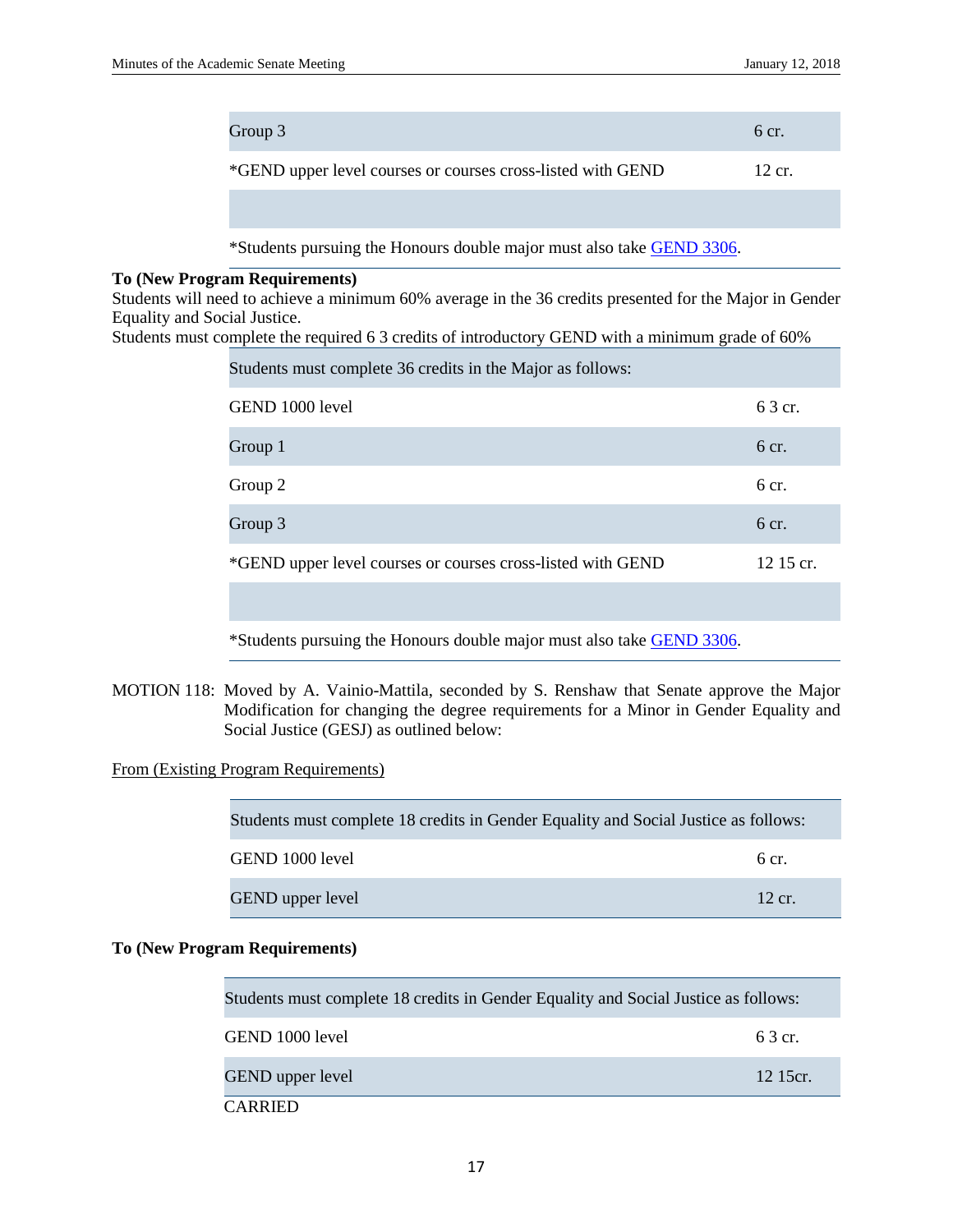| | |
|---|---|
| Group 3 | 6 cr. |
| *GEND upper level courses or courses cross-listed with GEND | 12 cr. |
| | |

*Students pursuing the Honours double major must also take GEND 3306.

**To (New Program Requirements)**

Students will need to achieve a minimum 60% average in the 36 credits presented for the Major in Gender Equality and Social Justice.

Students must complete the required 6 3 credits of introductory GEND with a minimum grade of 60%

| Students must complete 36 credits in the Major as follows: | |
|---|---|
| GEND 1000 level | 6 3 cr. |
| Group 1 | 6 cr. |
| Group 2 | 6 cr. |
| Group 3 | 6 cr. |
| *GEND upper level courses or courses cross-listed with GEND | 12 15 cr. |
| | |

*Students pursuing the Honours double major must also take GEND 3306.

MOTION 118: Moved by A. Vainio-Mattila, seconded by S. Renshaw that Senate approve the Major Modification for changing the degree requirements for a Minor in Gender Equality and Social Justice (GESJ) as outlined below:

From (Existing Program Requirements)

| Students must complete 18 credits in Gender Equality and Social Justice as follows: | |
|---|---|
| GEND 1000 level | 6 cr. |
| GEND upper level | 12 cr. |

**To (New Program Requirements)**

| Students must complete 18 credits in Gender Equality and Social Justice as follows: | |
|---|---|
| GEND 1000 level | 6 3 cr. |
| GEND upper level | 12 15cr. |

CARRIED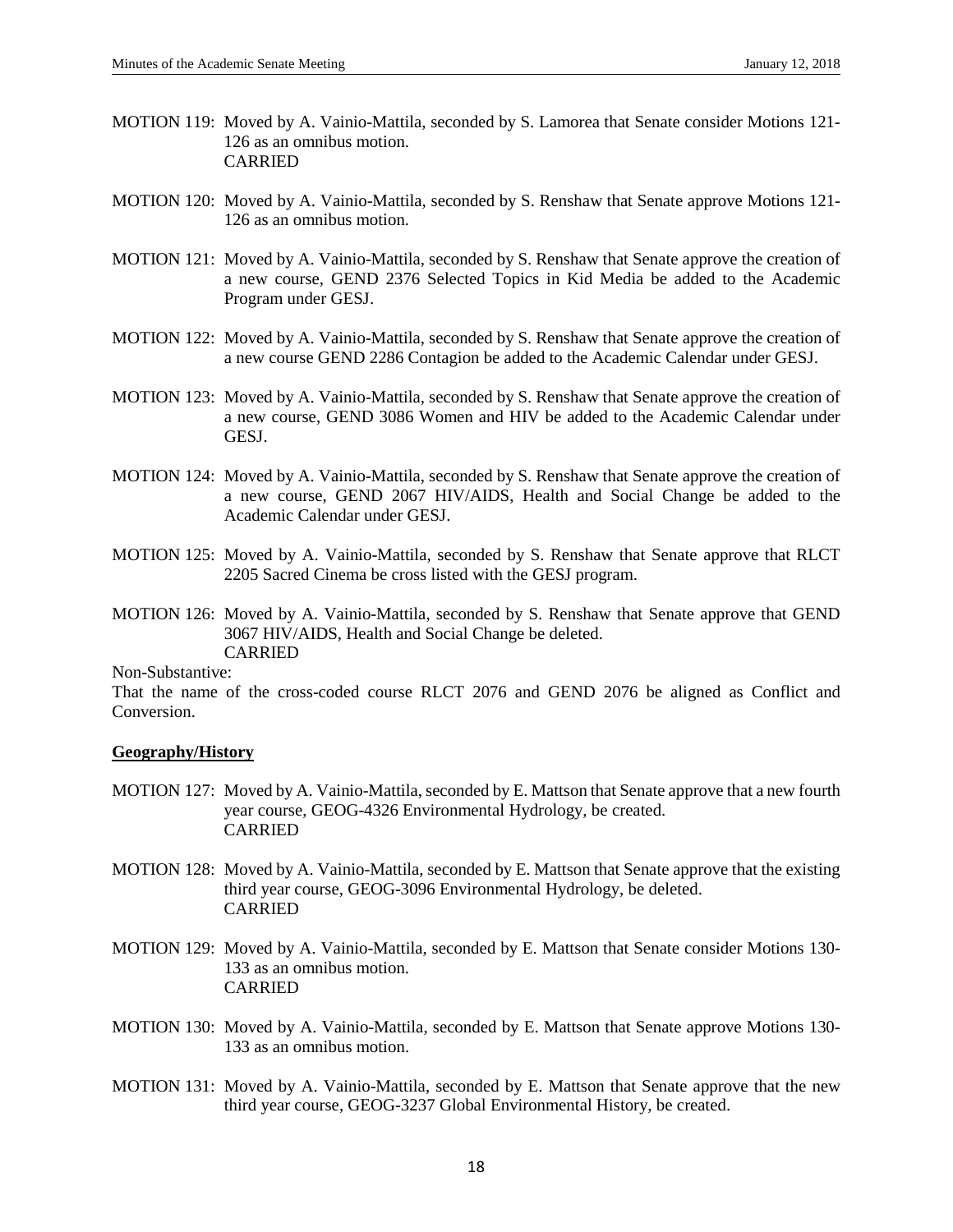MOTION 119: Moved by A. Vainio-Mattila, seconded by S. Lamorea that Senate consider Motions 121-126 as an omnibus motion.
CARRIED

MOTION 120: Moved by A. Vainio-Mattila, seconded by S. Renshaw that Senate approve Motions 121-126 as an omnibus motion.

MOTION 121: Moved by A. Vainio-Mattila, seconded by S. Renshaw that Senate approve the creation of a new course, GEND 2376 Selected Topics in Kid Media be added to the Academic Program under GESJ.

MOTION 122: Moved by A. Vainio-Mattila, seconded by S. Renshaw that Senate approve the creation of a new course GEND 2286 Contagion be added to the Academic Calendar under GESJ.

MOTION 123: Moved by A. Vainio-Mattila, seconded by S. Renshaw that Senate approve the creation of a new course, GEND 3086 Women and HIV be added to the Academic Calendar under GESJ.

MOTION 124: Moved by A. Vainio-Mattila, seconded by S. Renshaw that Senate approve the creation of a new course, GEND 2067 HIV/AIDS, Health and Social Change be added to the Academic Calendar under GESJ.

MOTION 125: Moved by A. Vainio-Mattila, seconded by S. Renshaw that Senate approve that RLCT 2205 Sacred Cinema be cross listed with the GESJ program.

MOTION 126: Moved by A. Vainio-Mattila, seconded by S. Renshaw that Senate approve that GEND 3067 HIV/AIDS, Health and Social Change be deleted.
CARRIED

Non-Substantive:
That the name of the cross-coded course RLCT 2076 and GEND 2076 be aligned as Conflict and Conversion.

**Geography/History**

MOTION 127: Moved by A. Vainio-Mattila, seconded by E. Mattson that Senate approve that a new fourth year course, GEOG-4326 Environmental Hydrology, be created.
CARRIED

MOTION 128: Moved by A. Vainio-Mattila, seconded by E. Mattson that Senate approve that the existing third year course, GEOG-3096 Environmental Hydrology, be deleted.
CARRIED

MOTION 129: Moved by A. Vainio-Mattila, seconded by E. Mattson that Senate consider Motions 130-133 as an omnibus motion.
CARRIED

MOTION 130: Moved by A. Vainio-Mattila, seconded by E. Mattson that Senate approve Motions 130-133 as an omnibus motion.

MOTION 131: Moved by A. Vainio-Mattila, seconded by E. Mattson that Senate approve that the new third year course, GEOG-3237 Global Environmental History, be created.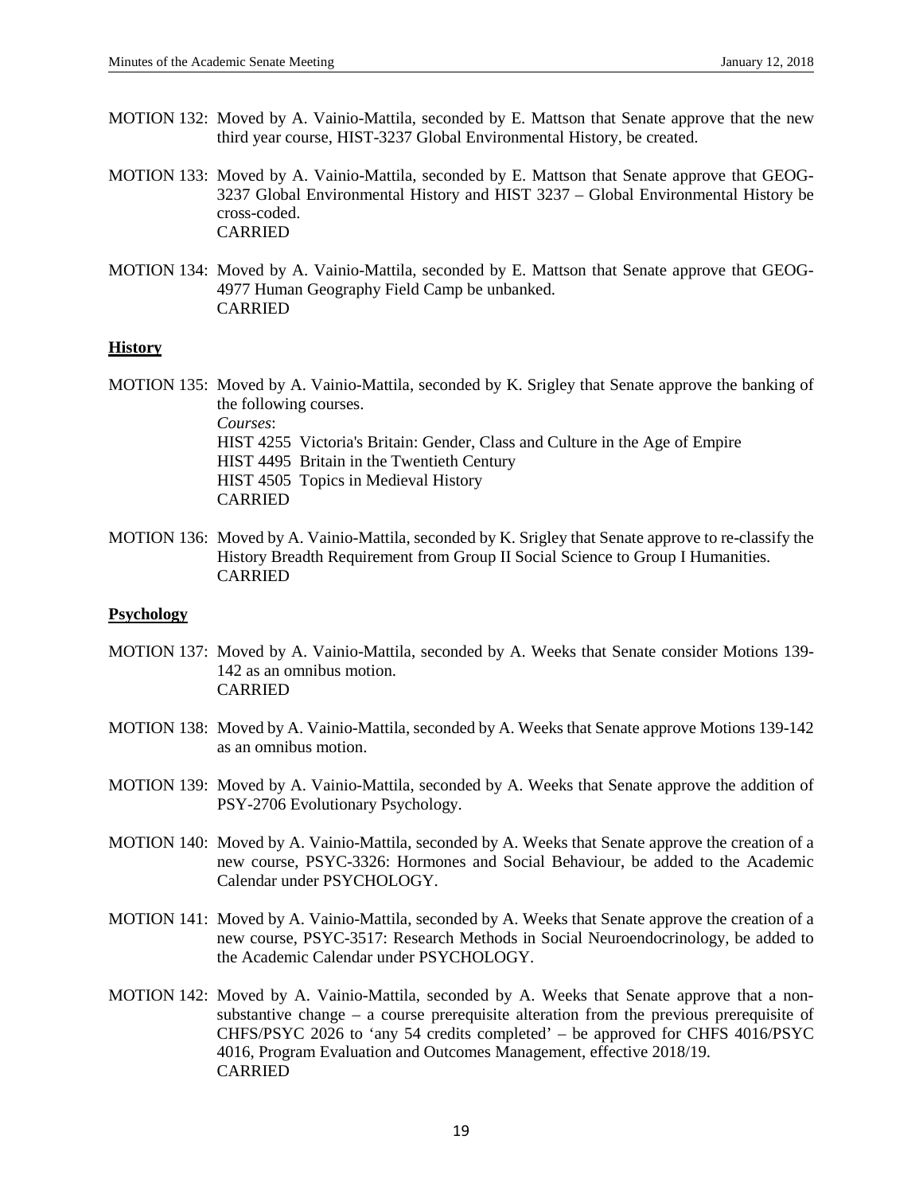MOTION 132: Moved by A. Vainio-Mattila, seconded by E. Mattson that Senate approve that the new third year course, HIST-3237 Global Environmental History, be created.

MOTION 133: Moved by A. Vainio-Mattila, seconded by E. Mattson that Senate approve that GEOG-3237 Global Environmental History and HIST 3237 – Global Environmental History be cross-coded.
CARRIED

MOTION 134: Moved by A. Vainio-Mattila, seconded by E. Mattson that Senate approve that GEOG-4977 Human Geography Field Camp be unbanked.
CARRIED

**History**

MOTION 135: Moved by A. Vainio-Mattila, seconded by K. Srigley that Senate approve the banking of the following courses.
*Courses*:
HIST 4255 Victoria's Britain: Gender, Class and Culture in the Age of Empire
HIST 4495 Britain in the Twentieth Century
HIST 4505 Topics in Medieval History
CARRIED

MOTION 136: Moved by A. Vainio-Mattila, seconded by K. Srigley that Senate approve to re-classify the History Breadth Requirement from Group II Social Science to Group I Humanities.
CARRIED

**Psychology**

MOTION 137: Moved by A. Vainio-Mattila, seconded by A. Weeks that Senate consider Motions 139-142 as an omnibus motion.
CARRIED

MOTION 138: Moved by A. Vainio-Mattila, seconded by A. Weeks that Senate approve Motions 139-142 as an omnibus motion.

MOTION 139: Moved by A. Vainio-Mattila, seconded by A. Weeks that Senate approve the addition of PSY-2706 Evolutionary Psychology.

MOTION 140: Moved by A. Vainio-Mattila, seconded by A. Weeks that Senate approve the creation of a new course, PSYC-3326: Hormones and Social Behaviour, be added to the Academic Calendar under PSYCHOLOGY.

MOTION 141: Moved by A. Vainio-Mattila, seconded by A. Weeks that Senate approve the creation of a new course, PSYC-3517: Research Methods in Social Neuroendocrinology, be added to the Academic Calendar under PSYCHOLOGY.

MOTION 142: Moved by A. Vainio-Mattila, seconded by A. Weeks that Senate approve that a non-substantive change – a course prerequisite alteration from the previous prerequisite of CHFS/PSYC 2026 to 'any 54 credits completed' – be approved for CHFS 4016/PSYC 4016, Program Evaluation and Outcomes Management, effective 2018/19.
CARRIED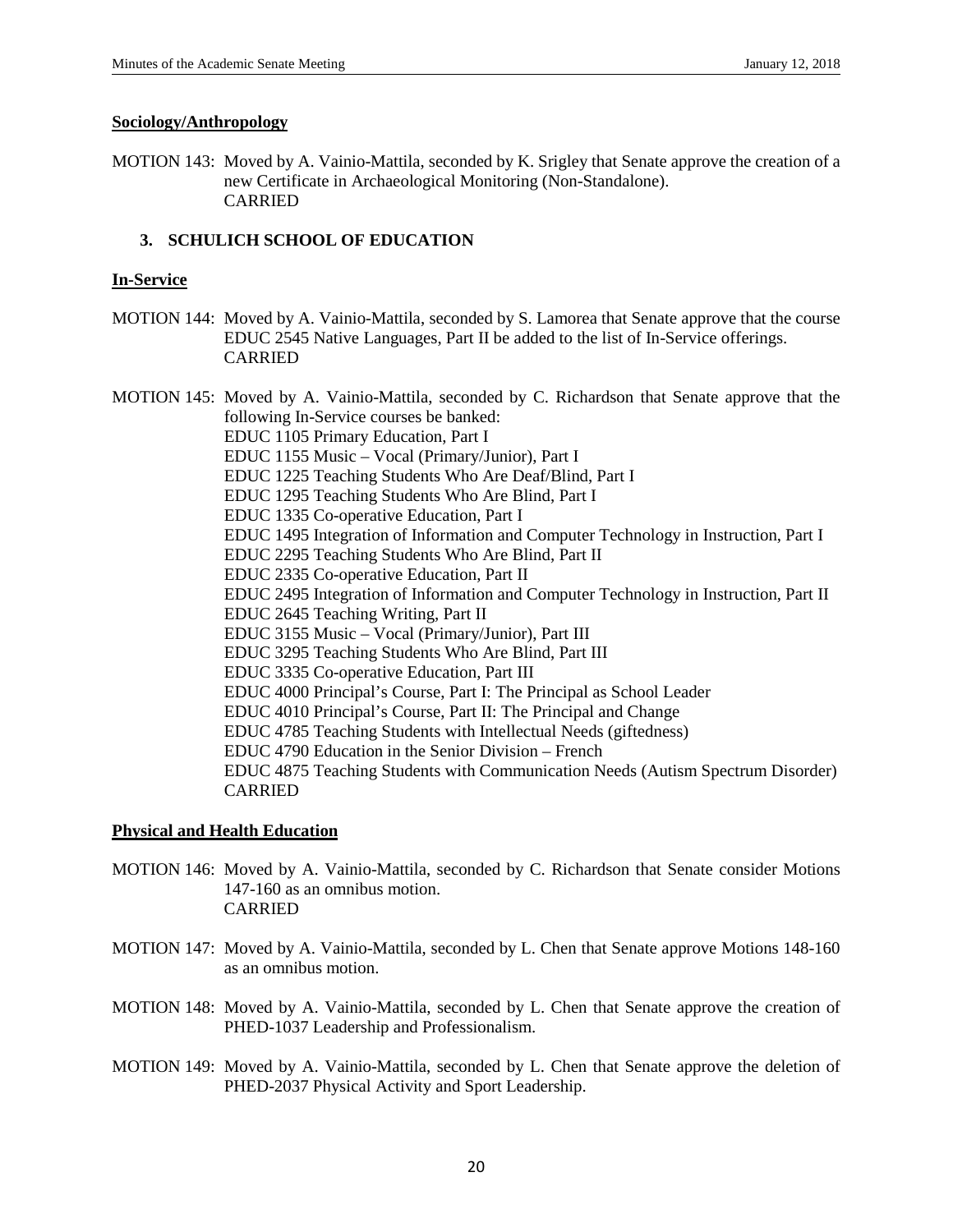**Sociology/Anthropology**

MOTION 143: Moved by A. Vainio-Mattila, seconded by K. Srigley that Senate approve the creation of a new Certificate in Archaeological Monitoring (Non-Standalone).
CARRIED

## 3. SCHULICH SCHOOL OF EDUCATION

**In-Service**

MOTION 144: Moved by A. Vainio-Mattila, seconded by S. Lamorea that Senate approve that the course EDUC 2545 Native Languages, Part II be added to the list of In-Service offerings.
CARRIED

MOTION 145: Moved by A. Vainio-Mattila, seconded by C. Richardson that Senate approve that the following In-Service courses be banked:
EDUC 1105 Primary Education, Part I
EDUC 1155 Music – Vocal (Primary/Junior), Part I
EDUC 1225 Teaching Students Who Are Deaf/Blind, Part I
EDUC 1295 Teaching Students Who Are Blind, Part I
EDUC 1335 Co-operative Education, Part I
EDUC 1495 Integration of Information and Computer Technology in Instruction, Part I
EDUC 2295 Teaching Students Who Are Blind, Part II
EDUC 2335 Co-operative Education, Part II
EDUC 2495 Integration of Information and Computer Technology in Instruction, Part II
EDUC 2645 Teaching Writing, Part II
EDUC 3155 Music – Vocal (Primary/Junior), Part III
EDUC 3295 Teaching Students Who Are Blind, Part III
EDUC 3335 Co-operative Education, Part III
EDUC 4000 Principal's Course, Part I: The Principal as School Leader
EDUC 4010 Principal's Course, Part II: The Principal and Change
EDUC 4785 Teaching Students with Intellectual Needs (giftedness)
EDUC 4790 Education in the Senior Division – French
EDUC 4875 Teaching Students with Communication Needs (Autism Spectrum Disorder)
CARRIED

**Physical and Health Education**

MOTION 146: Moved by A. Vainio-Mattila, seconded by C. Richardson that Senate consider Motions 147-160 as an omnibus motion.
CARRIED

MOTION 147: Moved by A. Vainio-Mattila, seconded by L. Chen that Senate approve Motions 148-160 as an omnibus motion.

MOTION 148: Moved by A. Vainio-Mattila, seconded by L. Chen that Senate approve the creation of PHED-1037 Leadership and Professionalism.

MOTION 149: Moved by A. Vainio-Mattila, seconded by L. Chen that Senate approve the deletion of PHED-2037 Physical Activity and Sport Leadership.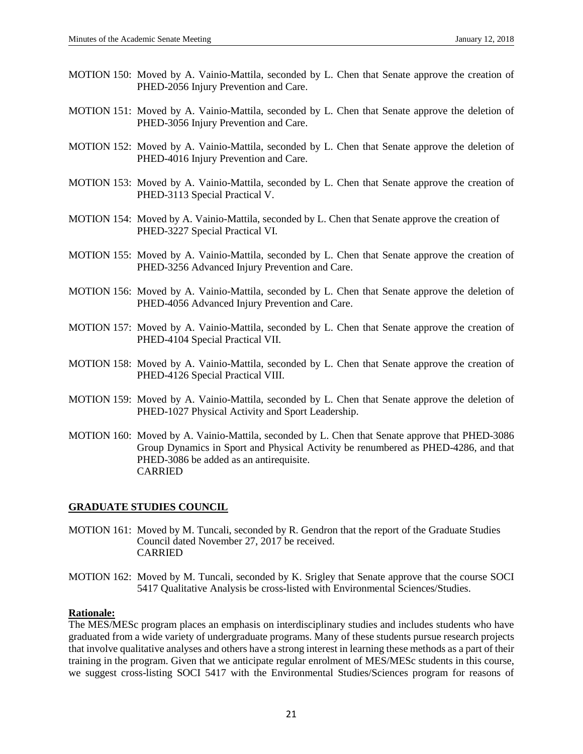MOTION 150: Moved by A. Vainio-Mattila, seconded by L. Chen that Senate approve the creation of PHED-2056 Injury Prevention and Care.

MOTION 151: Moved by A. Vainio-Mattila, seconded by L. Chen that Senate approve the deletion of PHED-3056 Injury Prevention and Care.

MOTION 152: Moved by A. Vainio-Mattila, seconded by L. Chen that Senate approve the deletion of PHED-4016 Injury Prevention and Care.

MOTION 153: Moved by A. Vainio-Mattila, seconded by L. Chen that Senate approve the creation of PHED-3113 Special Practical V.

MOTION 154: Moved by A. Vainio-Mattila, seconded by L. Chen that Senate approve the creation of PHED-3227 Special Practical VI.

MOTION 155: Moved by A. Vainio-Mattila, seconded by L. Chen that Senate approve the creation of PHED-3256 Advanced Injury Prevention and Care.

MOTION 156: Moved by A. Vainio-Mattila, seconded by L. Chen that Senate approve the deletion of PHED-4056 Advanced Injury Prevention and Care.

MOTION 157: Moved by A. Vainio-Mattila, seconded by L. Chen that Senate approve the creation of PHED-4104 Special Practical VII.

MOTION 158: Moved by A. Vainio-Mattila, seconded by L. Chen that Senate approve the creation of PHED-4126 Special Practical VIII.

MOTION 159: Moved by A. Vainio-Mattila, seconded by L. Chen that Senate approve the deletion of PHED-1027 Physical Activity and Sport Leadership.

MOTION 160: Moved by A. Vainio-Mattila, seconded by L. Chen that Senate approve that PHED-3086 Group Dynamics in Sport and Physical Activity be renumbered as PHED-4286, and that PHED-3086 be added as an antirequisite.
CARRIED

## GRADUATE STUDIES COUNCIL

MOTION 161: Moved by M. Tuncali, seconded by R. Gendron that the report of the Graduate Studies Council dated November 27, 2017 be received.
CARRIED

MOTION 162: Moved by M. Tuncali, seconded by K. Srigley that Senate approve that the course SOCI 5417 Qualitative Analysis be cross-listed with Environmental Sciences/Studies.

**Rationale:**

The MES/MESc program places an emphasis on interdisciplinary studies and includes students who have graduated from a wide variety of undergraduate programs. Many of these students pursue research projects that involve qualitative analyses and others have a strong interest in learning these methods as a part of their training in the program. Given that we anticipate regular enrolment of MES/MESc students in this course, we suggest cross-listing SOCI 5417 with the Environmental Studies/Sciences program for reasons of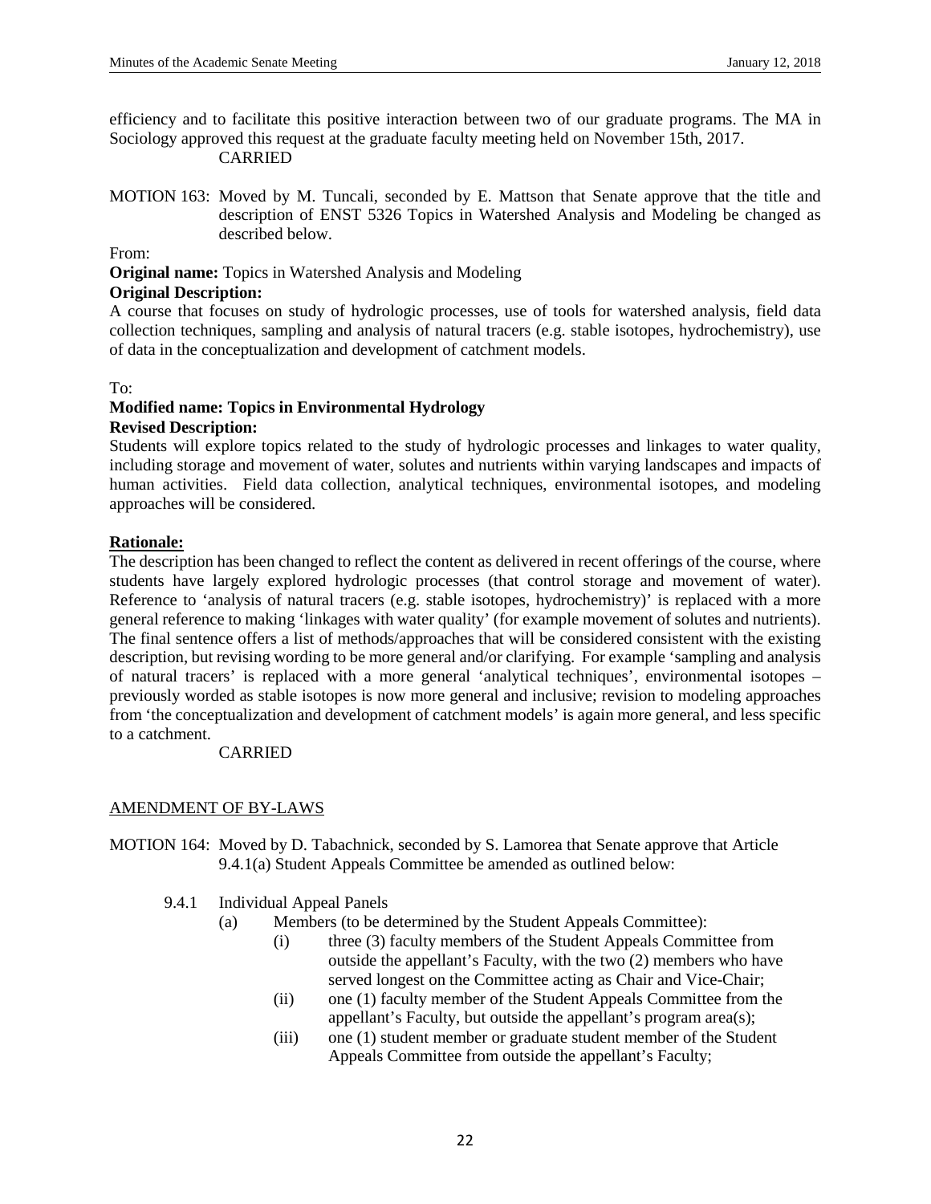efficiency and to facilitate this positive interaction between two of our graduate programs. The MA in Sociology approved this request at the graduate faculty meeting held on November 15th, 2017.

CARRIED

MOTION 163: Moved by M. Tuncali, seconded by E. Mattson that Senate approve that the title and description of ENST 5326 Topics in Watershed Analysis and Modeling be changed as described below.

From:

**Original name:** Topics in Watershed Analysis and Modeling

**Original Description:**

A course that focuses on study of hydrologic processes, use of tools for watershed analysis, field data collection techniques, sampling and analysis of natural tracers (e.g. stable isotopes, hydrochemistry), use of data in the conceptualization and development of catchment models.

To:

**Modified name: Topics in Environmental Hydrology**

**Revised Description:**

Students will explore topics related to the study of hydrologic processes and linkages to water quality, including storage and movement of water, solutes and nutrients within varying landscapes and impacts of human activities. Field data collection, analytical techniques, environmental isotopes, and modeling approaches will be considered.

**Rationale:**

The description has been changed to reflect the content as delivered in recent offerings of the course, where students have largely explored hydrologic processes (that control storage and movement of water). Reference to 'analysis of natural tracers (e.g. stable isotopes, hydrochemistry)' is replaced with a more general reference to making 'linkages with water quality' (for example movement of solutes and nutrients). The final sentence offers a list of methods/approaches that will be considered consistent with the existing description, but revising wording to be more general and/or clarifying. For example 'sampling and analysis of natural tracers' is replaced with a more general 'analytical techniques', environmental isotopes – previously worded as stable isotopes is now more general and inclusive; revision to modeling approaches from 'the conceptualization and development of catchment models' is again more general, and less specific to a catchment.

CARRIED

AMENDMENT OF BY-LAWS

MOTION 164: Moved by D. Tabachnick, seconded by S. Lamorea that Senate approve that Article 9.4.1(a) Student Appeals Committee be amended as outlined below:

9.4.1 Individual Appeal Panels

(a) Members (to be determined by the Student Appeals Committee):

(i) three (3) faculty members of the Student Appeals Committee from outside the appellant's Faculty, with the two (2) members who have served longest on the Committee acting as Chair and Vice-Chair;

(ii) one (1) faculty member of the Student Appeals Committee from the appellant's Faculty, but outside the appellant's program area(s);

(iii) one (1) student member or graduate student member of the Student Appeals Committee from outside the appellant's Faculty;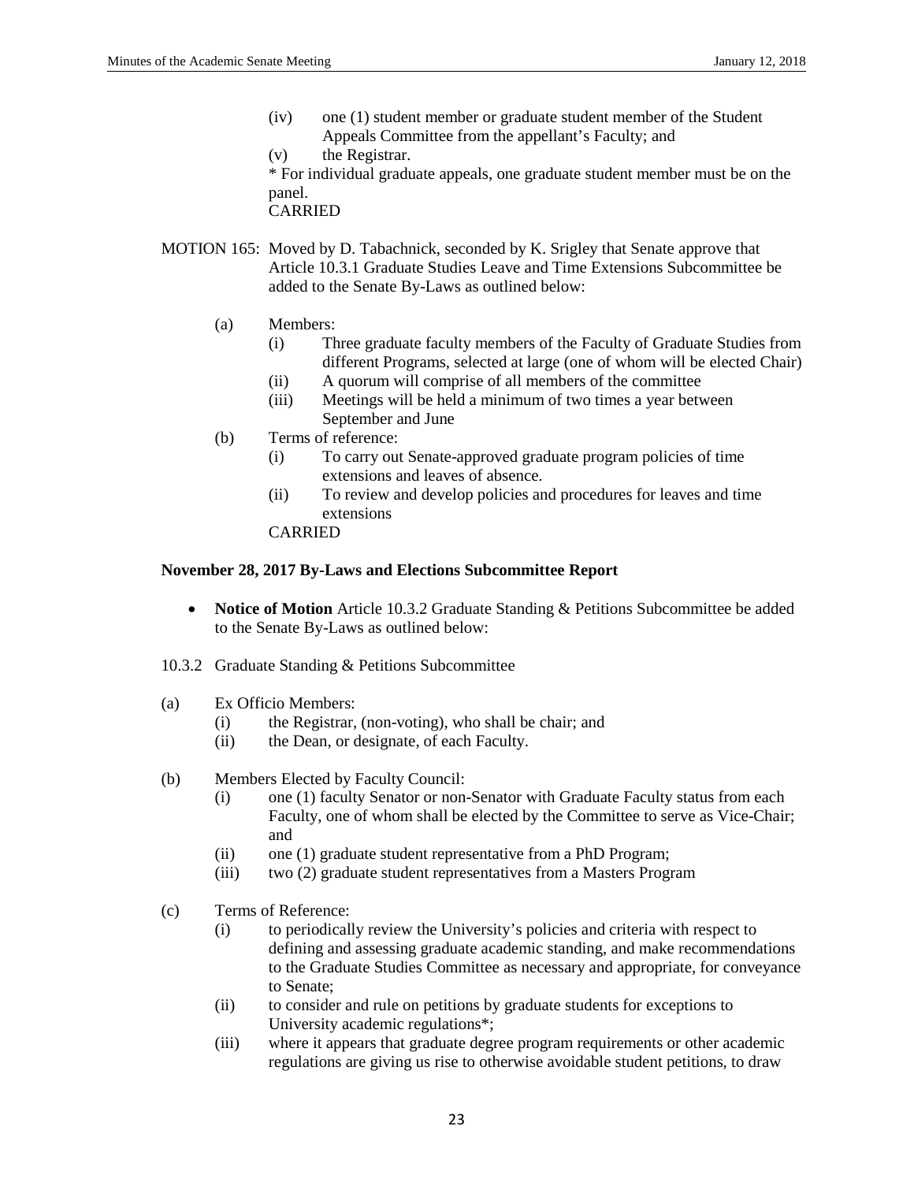(iv) one (1) student member or graduate student member of the Student Appeals Committee from the appellant's Faculty; and

(v) the Registrar.

* For individual graduate appeals, one graduate student member must be on the panel.

CARRIED

MOTION 165: Moved by D. Tabachnick, seconded by K. Srigley that Senate approve that Article 10.3.1 Graduate Studies Leave and Time Extensions Subcommittee be added to the Senate By-Laws as outlined below:

(a) Members:
   - (i) Three graduate faculty members of the Faculty of Graduate Studies from different Programs, selected at large (one of whom will be elected Chair)
   - (ii) A quorum will comprise of all members of the committee
   - (iii) Meetings will be held a minimum of two times a year between September and June

(b) Terms of reference:
   - (i) To carry out Senate-approved graduate program policies of time extensions and leaves of absence.
   - (ii) To review and develop policies and procedures for leaves and time extensions

CARRIED

**November 28, 2017 By-Laws and Elections Subcommittee Report**

- **Notice of Motion** Article 10.3.2 Graduate Standing & Petitions Subcommittee be added to the Senate By-Laws as outlined below:

10.3.2 Graduate Standing & Petitions Subcommittee

(a) Ex Officio Members:
   - (i) the Registrar, (non-voting), who shall be chair; and
   - (ii) the Dean, or designate, of each Faculty.

(b) Members Elected by Faculty Council:
   - (i) one (1) faculty Senator or non-Senator with Graduate Faculty status from each Faculty, one of whom shall be elected by the Committee to serve as Vice-Chair; and
   - (ii) one (1) graduate student representative from a PhD Program;
   - (iii) two (2) graduate student representatives from a Masters Program

(c) Terms of Reference:
   - (i) to periodically review the University's policies and criteria with respect to defining and assessing graduate academic standing, and make recommendations to the Graduate Studies Committee as necessary and appropriate, for conveyance to Senate;
   - (ii) to consider and rule on petitions by graduate students for exceptions to University academic regulations*;
   - (iii) where it appears that graduate degree program requirements or other academic regulations are giving us rise to otherwise avoidable student petitions, to draw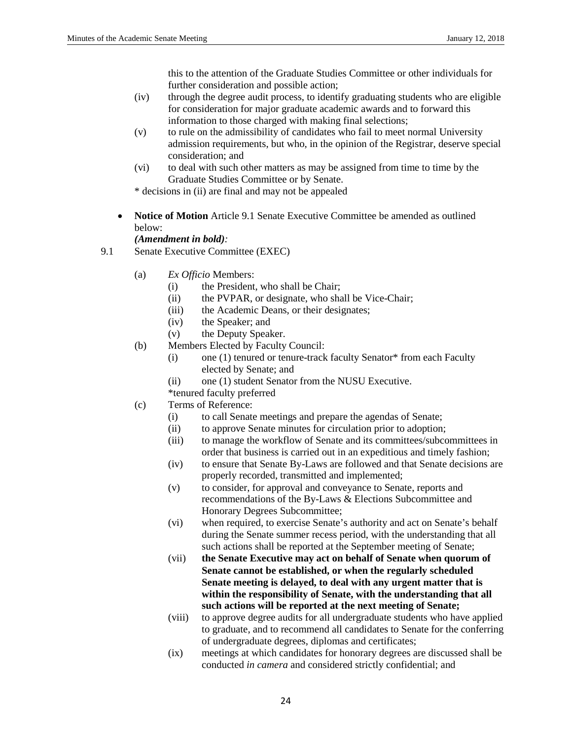this to the attention of the Graduate Studies Committee or other individuals for further consideration and possible action;

(iv) through the degree audit process, to identify graduating students who are eligible for consideration for major graduate academic awards and to forward this information to those charged with making final selections;

(v) to rule on the admissibility of candidates who fail to meet normal University admission requirements, but who, in the opinion of the Registrar, deserve special consideration; and

(vi) to deal with such other matters as may be assigned from time to time by the Graduate Studies Committee or by Senate.

* decisions in (ii) are final and may not be appealed

- **Notice of Motion** Article 9.1 Senate Executive Committee be amended as outlined below:
  ***(Amendment in bold):***

9.1 Senate Executive Committee (EXEC)

(a) *Ex Officio* Members:
  - (i) the President, who shall be Chair;
  - (ii) the PVPAR, or designate, who shall be Vice-Chair;
  - (iii) the Academic Deans, or their designates;
  - (iv) the Speaker; and
  - (v) the Deputy Speaker.

(b) Members Elected by Faculty Council:
  - (i) one (1) tenured or tenure-track faculty Senator* from each Faculty elected by Senate; and
  - (ii) one (1) student Senator from the NUSU Executive.

  *tenured faculty preferred

(c) Terms of Reference:
  - (i) to call Senate meetings and prepare the agendas of Senate;
  - (ii) to approve Senate minutes for circulation prior to adoption;
  - (iii) to manage the workflow of Senate and its committees/subcommittees in order that business is carried out in an expeditious and timely fashion;
  - (iv) to ensure that Senate By-Laws are followed and that Senate decisions are properly recorded, transmitted and implemented;
  - (v) to consider, for approval and conveyance to Senate, reports and recommendations of the By-Laws & Elections Subcommittee and Honorary Degrees Subcommittee;
  - (vi) when required, to exercise Senate's authority and act on Senate's behalf during the Senate summer recess period, with the understanding that all such actions shall be reported at the September meeting of Senate;
  - (vii) **the Senate Executive may act on behalf of Senate when quorum of Senate cannot be established, or when the regularly scheduled Senate meeting is delayed, to deal with any urgent matter that is within the responsibility of Senate, with the understanding that all such actions will be reported at the next meeting of Senate;**
  - (viii) to approve degree audits for all undergraduate students who have applied to graduate, and to recommend all candidates to Senate for the conferring of undergraduate degrees, diplomas and certificates;
  - (ix) meetings at which candidates for honorary degrees are discussed shall be conducted *in camera* and considered strictly confidential; and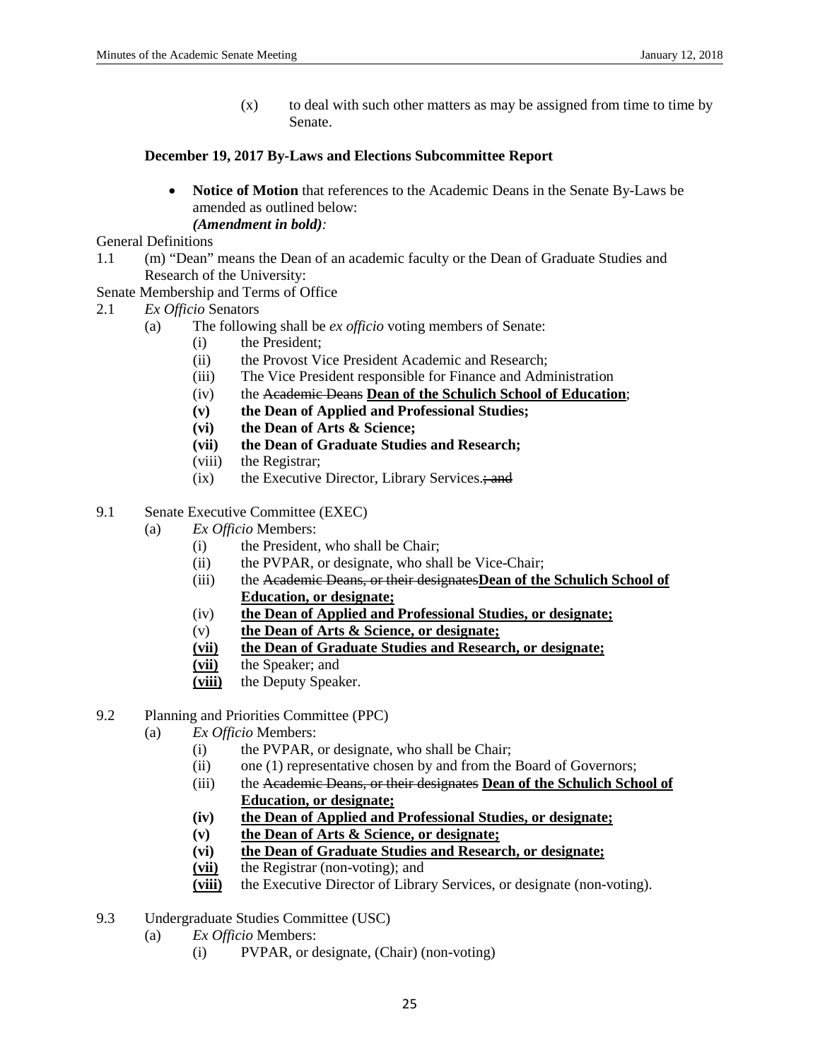(x) to deal with such other matters as may be assigned from time to time by Senate.

**December 19, 2017 By-Laws and Elections Subcommittee Report**

- **Notice of Motion** that references to the Academic Deans in the Senate By-Laws be amended as outlined below:
  ***(Amendment in bold):***

General Definitions

1.1 (m) "Dean" means the Dean of an academic faculty or the Dean of Graduate Studies and Research of the University:

Senate Membership and Terms of Office

2.1 *Ex Officio* Senators

(a) The following shall be *ex officio* voting members of Senate:

(i) the President;
(ii) the Provost Vice President Academic and Research;
(iii) The Vice President responsible for Finance and Administration
(iv) the ~~Academic Deans~~ **Dean of the Schulich School of Education**;
**(v) the Dean of Applied and Professional Studies;**
**(vi) the Dean of Arts & Science;**
**(vii) the Dean of Graduate Studies and Research;**
(viii) the Registrar;
(ix) the Executive Director, Library Services.~~; and~~

9.1 Senate Executive Committee (EXEC)

(a) *Ex Officio* Members:

(i) the President, who shall be Chair;
(ii) the PVPAR, or designate, who shall be Vice-Chair;
(iii) the ~~Academic Deans, or their designates~~**Dean of the Schulich School of Education, or designate;**
(iv) **the Dean of Applied and Professional Studies, or designate;**
(v) **the Dean of Arts & Science, or designate;**
**(vii) the Dean of Graduate Studies and Research, or designate;**
**(vii)** the Speaker; and
**(viii)** the Deputy Speaker.

9.2 Planning and Priorities Committee (PPC)

(a) *Ex Officio* Members:

(i) the PVPAR, or designate, who shall be Chair;
(ii) one (1) representative chosen by and from the Board of Governors;
(iii) the ~~Academic Deans, or their designates~~ **Dean of the Schulich School of Education, or designate;**
**(iv) the Dean of Applied and Professional Studies, or designate;**
**(v) the Dean of Arts & Science, or designate;**
**(vi) the Dean of Graduate Studies and Research, or designate;**
**(vii)** the Registrar (non-voting); and
**(viii)** the Executive Director of Library Services, or designate (non-voting).

9.3 Undergraduate Studies Committee (USC)

(a) *Ex Officio* Members:

(i) PVPAR, or designate, (Chair) (non-voting)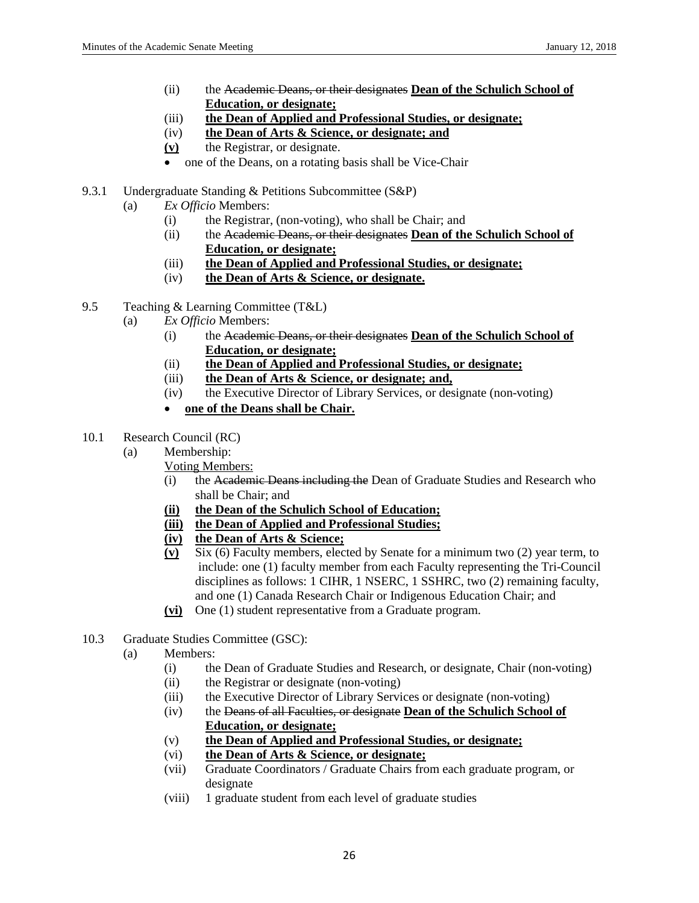(ii) the ~~Academic Deans, or their designates~~ **<u>Dean of the Schulich School of Education, or designate;</u>**
(iii) **<u>the Dean of Applied and Professional Studies, or designate;</u>**
(iv) **<u>the Dean of Arts & Science, or designate; and</u>**
**<u>(v)</u>** the Registrar, or designate.

- one of the Deans, on a rotating basis shall be Vice-Chair

9.3.1 Undergraduate Standing & Petitions Subcommittee (S&P)

(a) *Ex Officio* Members:
(i) the Registrar, (non-voting), who shall be Chair; and
(ii) the ~~Academic Deans, or their designates~~ **<u>Dean of the Schulich School of Education, or designate;</u>**
(iii) **<u>the Dean of Applied and Professional Studies, or designate;</u>**
(iv) **<u>the Dean of Arts & Science, or designate.</u>**

9.5 Teaching & Learning Committee (T&L)

(a) *Ex Officio* Members:
(i) the ~~Academic Deans, or their designates~~ **<u>Dean of the Schulich School of Education, or designate;</u>**
(ii) **<u>the Dean of Applied and Professional Studies, or designate;</u>**
(iii) **<u>the Dean of Arts & Science, or designate; and,</u>**
(iv) the Executive Director of Library Services, or designate (non-voting)

- **<u>one of the Deans shall be Chair.</u>**

10.1 Research Council (RC)

(a) Membership:
<u>Voting Members:</u>
(i) the ~~Academic Deans including the~~ Dean of Graduate Studies and Research who shall be Chair; and
**<u>(ii) the Dean of the Schulich School of Education;</u>**
**<u>(iii) the Dean of Applied and Professional Studies;</u>**
**<u>(iv) the Dean of Arts & Science;</u>**
**<u>(v)</u>** Six (6) Faculty members, elected by Senate for a minimum two (2) year term, to include: one (1) faculty member from each Faculty representing the Tri-Council disciplines as follows: 1 CIHR, 1 NSERC, 1 SSHRC, two (2) remaining faculty, and one (1) Canada Research Chair or Indigenous Education Chair; and
**<u>(vi)</u>** One (1) student representative from a Graduate program.

10.3 Graduate Studies Committee (GSC):

(a) Members:
(i) the Dean of Graduate Studies and Research, or designate, Chair (non-voting)
(ii) the Registrar or designate (non-voting)
(iii) the Executive Director of Library Services or designate (non-voting)
(iv) the ~~Deans of all Faculties, or designate~~ **<u>Dean of the Schulich School of Education, or designate;</u>**
(v) **<u>the Dean of Applied and Professional Studies, or designate;</u>**
(vi) **<u>the Dean of Arts & Science, or designate;</u>**
(vii) Graduate Coordinators / Graduate Chairs from each graduate program, or designate
(viii) 1 graduate student from each level of graduate studies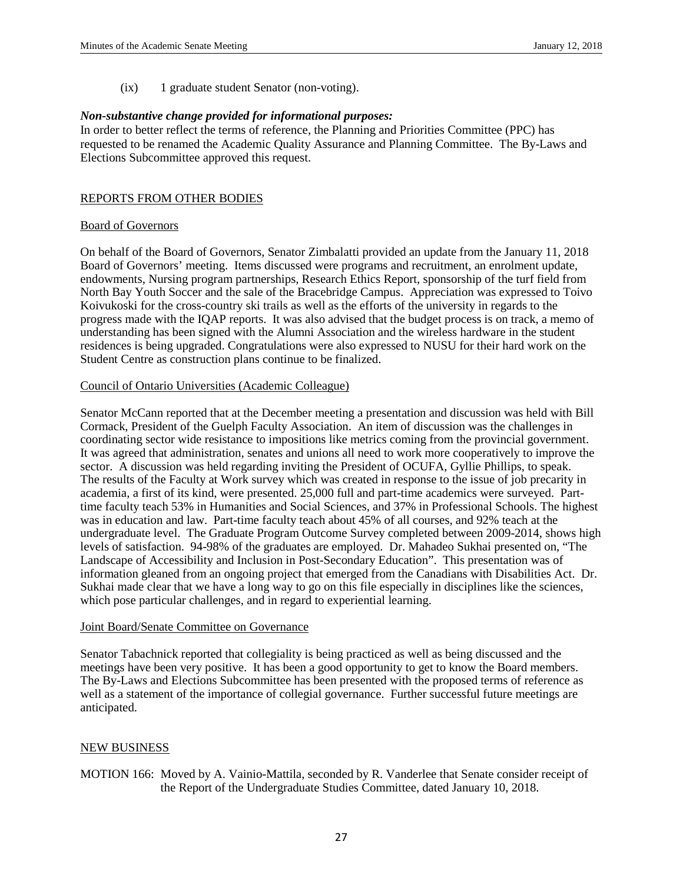(ix) 1 graduate student Senator (non-voting).

***Non-substantive change provided for informational purposes:***
In order to better reflect the terms of reference, the Planning and Priorities Committee (PPC) has requested to be renamed the Academic Quality Assurance and Planning Committee. The By-Laws and Elections Subcommittee approved this request.

## REPORTS FROM OTHER BODIES

### Board of Governors

On behalf of the Board of Governors, Senator Zimbalatti provided an update from the January 11, 2018 Board of Governors' meeting. Items discussed were programs and recruitment, an enrolment update, endowments, Nursing program partnerships, Research Ethics Report, sponsorship of the turf field from North Bay Youth Soccer and the sale of the Bracebridge Campus. Appreciation was expressed to Toivo Koivukoski for the cross-country ski trails as well as the efforts of the university in regards to the progress made with the IQAP reports. It was also advised that the budget process is on track, a memo of understanding has been signed with the Alumni Association and the wireless hardware in the student residences is being upgraded. Congratulations were also expressed to NUSU for their hard work on the Student Centre as construction plans continue to be finalized.

### Council of Ontario Universities (Academic Colleague)

Senator McCann reported that at the December meeting a presentation and discussion was held with Bill Cormack, President of the Guelph Faculty Association. An item of discussion was the challenges in coordinating sector wide resistance to impositions like metrics coming from the provincial government. It was agreed that administration, senates and unions all need to work more cooperatively to improve the sector. A discussion was held regarding inviting the President of OCUFA, Gyllie Phillips, to speak. The results of the Faculty at Work survey which was created in response to the issue of job precarity in academia, a first of its kind, were presented. 25,000 full and part-time academics were surveyed. Part-time faculty teach 53% in Humanities and Social Sciences, and 37% in Professional Schools. The highest was in education and law. Part-time faculty teach about 45% of all courses, and 92% teach at the undergraduate level. The Graduate Program Outcome Survey completed between 2009-2014, shows high levels of satisfaction. 94-98% of the graduates are employed. Dr. Mahadeo Sukhai presented on, "The Landscape of Accessibility and Inclusion in Post-Secondary Education". This presentation was of information gleaned from an ongoing project that emerged from the Canadians with Disabilities Act. Dr. Sukhai made clear that we have a long way to go on this file especially in disciplines like the sciences, which pose particular challenges, and in regard to experiential learning.

### Joint Board/Senate Committee on Governance

Senator Tabachnick reported that collegiality is being practiced as well as being discussed and the meetings have been very positive. It has been a good opportunity to get to know the Board members. The By-Laws and Elections Subcommittee has been presented with the proposed terms of reference as well as a statement of the importance of collegial governance. Further successful future meetings are anticipated.

## NEW BUSINESS

MOTION 166: Moved by A. Vainio-Mattila, seconded by R. Vanderlee that Senate consider receipt of the Report of the Undergraduate Studies Committee, dated January 10, 2018.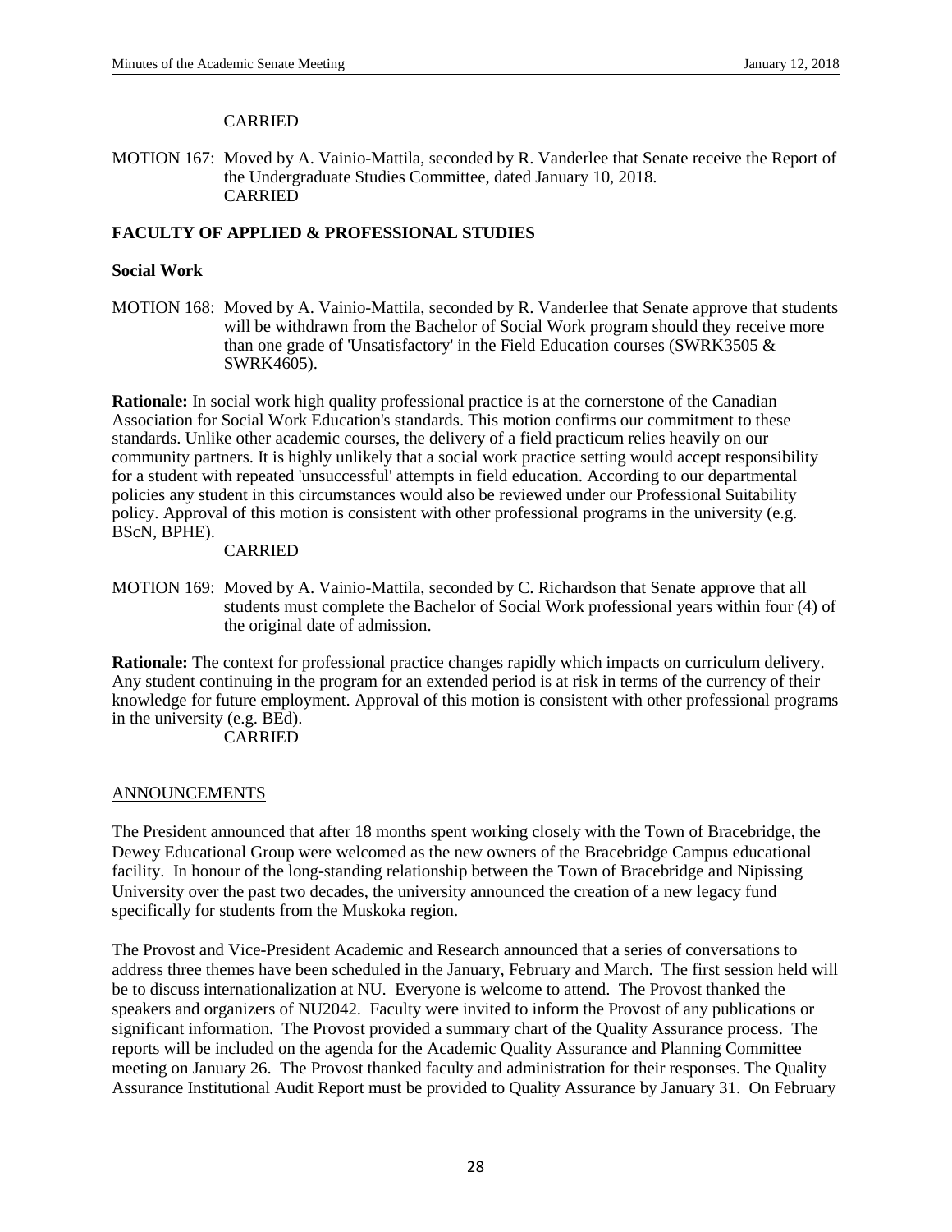CARRIED

MOTION 167: Moved by A. Vainio-Mattila, seconded by R. Vanderlee that Senate receive the Report of the Undergraduate Studies Committee, dated January 10, 2018.
CARRIED

**FACULTY OF APPLIED & PROFESSIONAL STUDIES**

**Social Work**

MOTION 168: Moved by A. Vainio-Mattila, seconded by R. Vanderlee that Senate approve that students will be withdrawn from the Bachelor of Social Work program should they receive more than one grade of 'Unsatisfactory' in the Field Education courses (SWRK3505 & SWRK4605).

**Rationale:** In social work high quality professional practice is at the cornerstone of the Canadian Association for Social Work Education's standards. This motion confirms our commitment to these standards. Unlike other academic courses, the delivery of a field practicum relies heavily on our community partners. It is highly unlikely that a social work practice setting would accept responsibility for a student with repeated 'unsuccessful' attempts in field education. According to our departmental policies any student in this circumstances would also be reviewed under our Professional Suitability policy. Approval of this motion is consistent with other professional programs in the university (e.g. BScN, BPHE).
CARRIED

MOTION 169: Moved by A. Vainio-Mattila, seconded by C. Richardson that Senate approve that all students must complete the Bachelor of Social Work professional years within four (4) of the original date of admission.

**Rationale:** The context for professional practice changes rapidly which impacts on curriculum delivery. Any student continuing in the program for an extended period is at risk in terms of the currency of their knowledge for future employment. Approval of this motion is consistent with other professional programs in the university (e.g. BEd).
CARRIED

ANNOUNCEMENTS

The President announced that after 18 months spent working closely with the Town of Bracebridge, the Dewey Educational Group were welcomed as the new owners of the Bracebridge Campus educational facility. In honour of the long-standing relationship between the Town of Bracebridge and Nipissing University over the past two decades, the university announced the creation of a new legacy fund specifically for students from the Muskoka region.

The Provost and Vice-President Academic and Research announced that a series of conversations to address three themes have been scheduled in the January, February and March. The first session held will be to discuss internationalization at NU. Everyone is welcome to attend. The Provost thanked the speakers and organizers of NU2042. Faculty were invited to inform the Provost of any publications or significant information. The Provost provided a summary chart of the Quality Assurance process. The reports will be included on the agenda for the Academic Quality Assurance and Planning Committee meeting on January 26. The Provost thanked faculty and administration for their responses. The Quality Assurance Institutional Audit Report must be provided to Quality Assurance by January 31. On February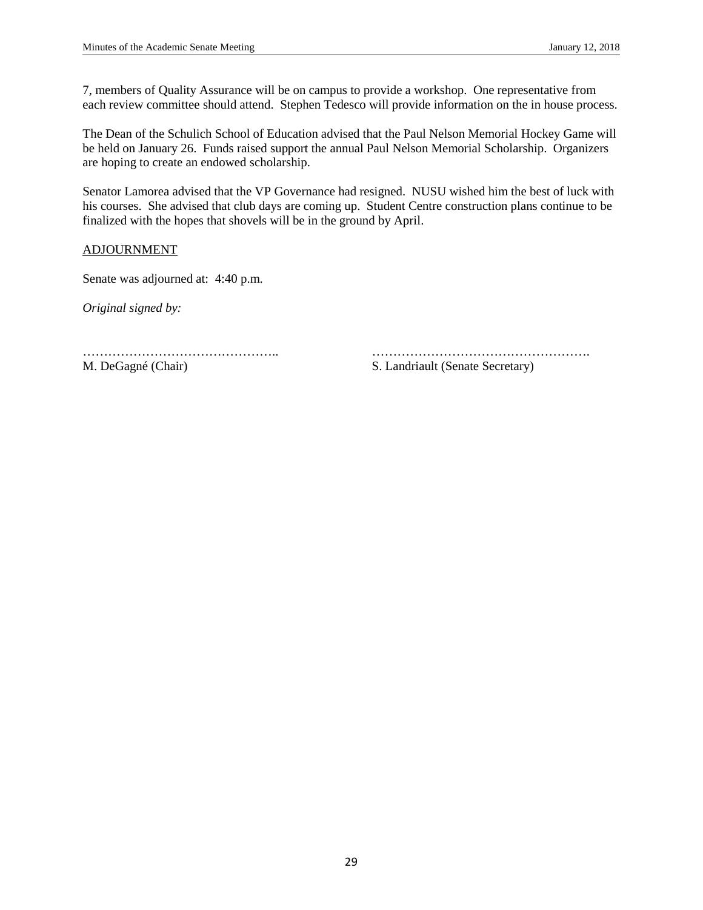7, members of Quality Assurance will be on campus to provide a workshop. One representative from each review committee should attend. Stephen Tedesco will provide information on the in house process.

The Dean of the Schulich School of Education advised that the Paul Nelson Memorial Hockey Game will be held on January 26. Funds raised support the annual Paul Nelson Memorial Scholarship. Organizers are hoping to create an endowed scholarship.

Senator Lamorea advised that the VP Governance had resigned. NUSU wished him the best of luck with his courses. She advised that club days are coming up. Student Centre construction plans continue to be finalized with the hopes that shovels will be in the ground by April.

ADJOURNMENT

Senate was adjourned at: 4:40 p.m.

*Original signed by:*

……………………………………….. …………………………………………….

M. DeGagné (Chair) S. Landriault (Senate Secretary)